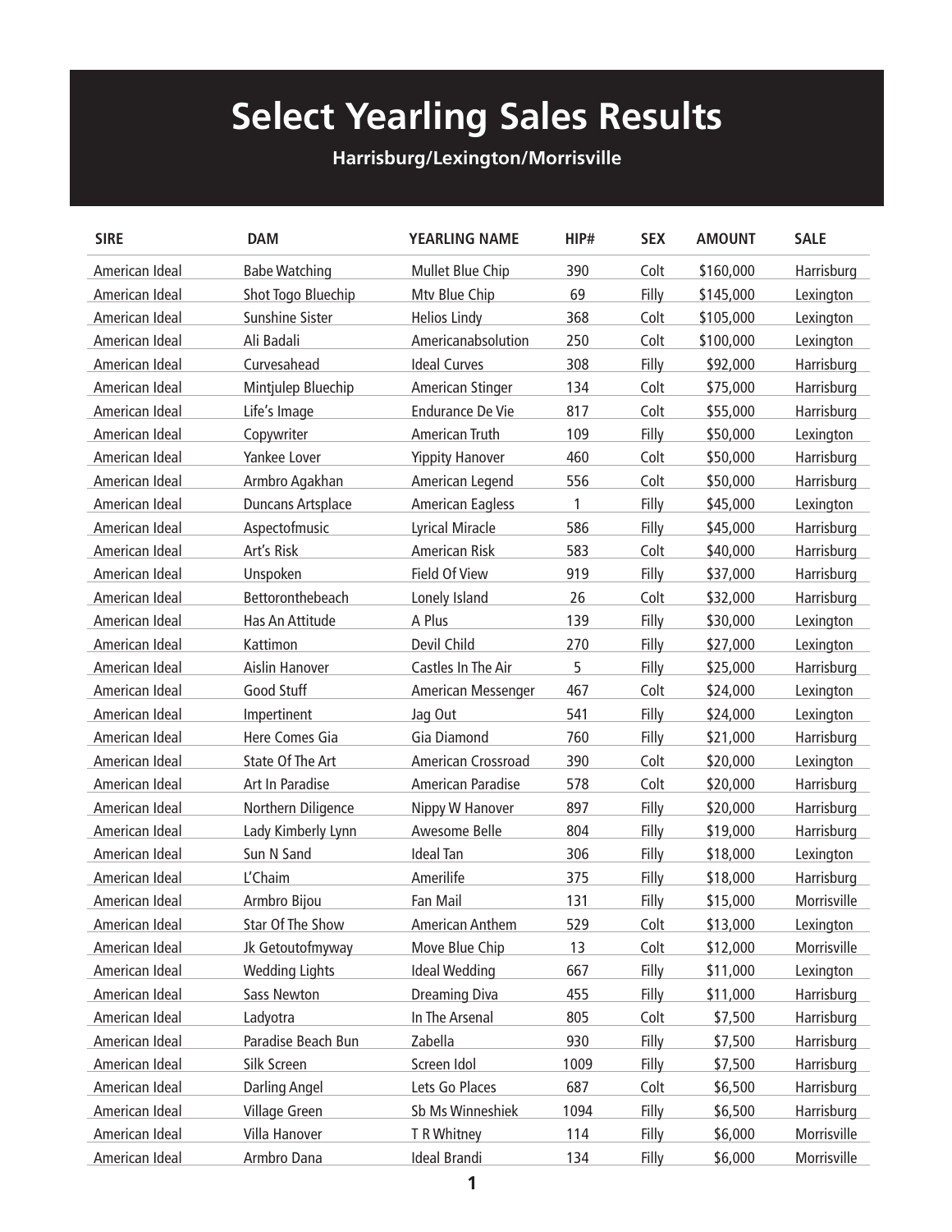# Select Yearling Sales Results

## Harrisburg/Lexington/Morrisville

| SIRE | DAM | YEARLING NAME | HIP# | SEX | AMOUNT | SALE |
|---|---|---|---|---|---|---|
| American Ideal | Babe Watching | Mullet Blue Chip | 390 | Colt | $160,000 | Harrisburg |
| American Ideal | Shot Togo Bluechip | Mtv Blue Chip | 69 | Filly | $145,000 | Lexington |
| American Ideal | Sunshine Sister | Helios Lindy | 368 | Colt | $105,000 | Lexington |
| American Ideal | Ali Badali | Americanabsolution | 250 | Colt | $100,000 | Lexington |
| American Ideal | Curvesahead | Ideal Curves | 308 | Filly | $92,000 | Harrisburg |
| American Ideal | Mintjulep Bluechip | American Stinger | 134 | Colt | $75,000 | Harrisburg |
| American Ideal | Life's Image | Endurance De Vie | 817 | Colt | $55,000 | Harrisburg |
| American Ideal | Copywriter | American Truth | 109 | Filly | $50,000 | Lexington |
| American Ideal | Yankee Lover | Yippity Hanover | 460 | Colt | $50,000 | Harrisburg |
| American Ideal | Armbro Agakhan | American Legend | 556 | Colt | $50,000 | Harrisburg |
| American Ideal | Duncans Artsplace | American Eagless | 1 | Filly | $45,000 | Lexington |
| American Ideal | Aspectofmusic | Lyrical Miracle | 586 | Filly | $45,000 | Harrisburg |
| American Ideal | Art's Risk | American Risk | 583 | Colt | $40,000 | Harrisburg |
| American Ideal | Unspoken | Field Of View | 919 | Filly | $37,000 | Harrisburg |
| American Ideal | Bettoronthebeach | Lonely Island | 26 | Colt | $32,000 | Harrisburg |
| American Ideal | Has An Attitude | A Plus | 139 | Filly | $30,000 | Lexington |
| American Ideal | Kattimon | Devil Child | 270 | Filly | $27,000 | Lexington |
| American Ideal | Aislin Hanover | Castles In The Air | 5 | Filly | $25,000 | Harrisburg |
| American Ideal | Good Stuff | American Messenger | 467 | Colt | $24,000 | Lexington |
| American Ideal | Impertinent | Jag Out | 541 | Filly | $24,000 | Lexington |
| American Ideal | Here Comes Gia | Gia Diamond | 760 | Filly | $21,000 | Harrisburg |
| American Ideal | State Of The Art | American Crossroad | 390 | Colt | $20,000 | Lexington |
| American Ideal | Art In Paradise | American Paradise | 578 | Colt | $20,000 | Harrisburg |
| American Ideal | Northern Diligence | Nippy W Hanover | 897 | Filly | $20,000 | Harrisburg |
| American Ideal | Lady Kimberly Lynn | Awesome Belle | 804 | Filly | $19,000 | Harrisburg |
| American Ideal | Sun N Sand | Ideal Tan | 306 | Filly | $18,000 | Lexington |
| American Ideal | L'Chaim | Amerilife | 375 | Filly | $18,000 | Harrisburg |
| American Ideal | Armbro Bijou | Fan Mail | 131 | Filly | $15,000 | Morrisville |
| American Ideal | Star Of The Show | American Anthem | 529 | Colt | $13,000 | Lexington |
| American Ideal | Jk Getoutofmyway | Move Blue Chip | 13 | Colt | $12,000 | Morrisville |
| American Ideal | Wedding Lights | Ideal Wedding | 667 | Filly | $11,000 | Lexington |
| American Ideal | Sass Newton | Dreaming Diva | 455 | Filly | $11,000 | Harrisburg |
| American Ideal | Ladyotra | In The Arsenal | 805 | Colt | $7,500 | Harrisburg |
| American Ideal | Paradise Beach Bun | Zabella | 930 | Filly | $7,500 | Harrisburg |
| American Ideal | Silk Screen | Screen Idol | 1009 | Filly | $7,500 | Harrisburg |
| American Ideal | Darling Angel | Lets Go Places | 687 | Colt | $6,500 | Harrisburg |
| American Ideal | Village Green | Sb Ms Winneshiek | 1094 | Filly | $6,500 | Harrisburg |
| American Ideal | Villa Hanover | T R Whitney | 114 | Filly | $6,000 | Morrisville |
| American Ideal | Armbro Dana | Ideal Brandi | 134 | Filly | $6,000 | Morrisville |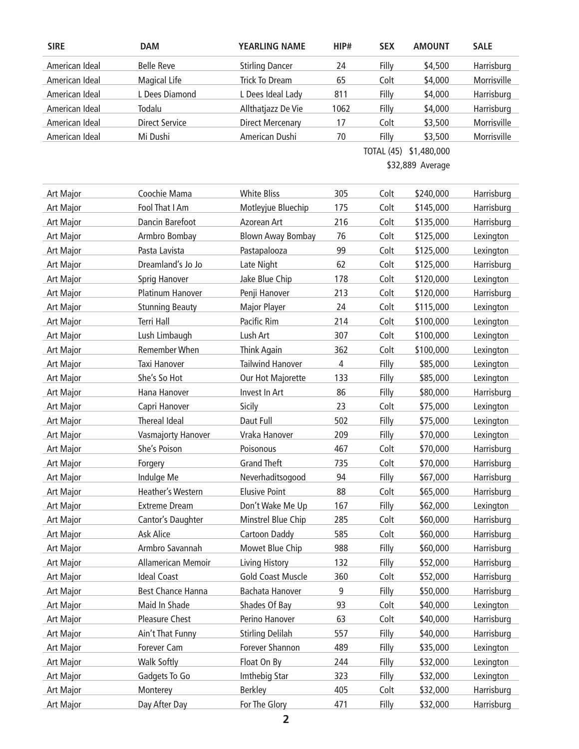| SIRE | DAM | YEARLING NAME | HIP# | SEX | AMOUNT | SALE |
|---|---|---|---|---|---|---|
| American Ideal | Belle Reve | Stirling Dancer | 24 | Filly | $4,500 | Harrisburg |
| American Ideal | Magical Life | Trick To Dream | 65 | Colt | $4,000 | Morrisville |
| American Ideal | L Dees Diamond | L Dees Ideal Lady | 811 | Filly | $4,000 | Harrisburg |
| American Ideal | Todalu | Allthatjazz De Vie | 1062 | Filly | $4,000 | Harrisburg |
| American Ideal | Direct Service | Direct Mercenary | 17 | Colt | $3,500 | Morrisville |
| American Ideal | Mi Dushi | American Dushi | 70 | Filly | $3,500 | Morrisville |
| | | | | TOTAL (45) | $1,480,000 | |
| | | | | | $32,889 Average | |

| SIRE | DAM | YEARLING NAME | HIP# | SEX | AMOUNT | SALE |
|---|---|---|---|---|---|---|
| Art Major | Coochie Mama | White Bliss | 305 | Colt | $240,000 | Harrisburg |
| Art Major | Fool That I Am | Motleyjue Bluechip | 175 | Colt | $145,000 | Harrisburg |
| Art Major | Dancin Barefoot | Azorean Art | 216 | Colt | $135,000 | Harrisburg |
| Art Major | Armbro Bombay | Blown Away Bombay | 76 | Colt | $125,000 | Lexington |
| Art Major | Pasta Lavista | Pastapalooza | 99 | Colt | $125,000 | Lexington |
| Art Major | Dreamland's Jo Jo | Late Night | 62 | Colt | $125,000 | Harrisburg |
| Art Major | Sprig Hanover | Jake Blue Chip | 178 | Colt | $120,000 | Lexington |
| Art Major | Platinum Hanover | Penji Hanover | 213 | Colt | $120,000 | Harrisburg |
| Art Major | Stunning Beauty | Major Player | 24 | Colt | $115,000 | Lexington |
| Art Major | Terri Hall | Pacific Rim | 214 | Colt | $100,000 | Lexington |
| Art Major | Lush Limbaugh | Lush Art | 307 | Colt | $100,000 | Lexington |
| Art Major | Remember When | Think Again | 362 | Colt | $100,000 | Lexington |
| Art Major | Taxi Hanover | Tailwind Hanover | 4 | Filly | $85,000 | Lexington |
| Art Major | She's So Hot | Our Hot Majorette | 133 | Filly | $85,000 | Lexington |
| Art Major | Hana Hanover | Invest In Art | 86 | Filly | $80,000 | Harrisburg |
| Art Major | Capri Hanover | Sicily | 23 | Colt | $75,000 | Lexington |
| Art Major | Thereal Ideal | Daut Full | 502 | Filly | $75,000 | Lexington |
| Art Major | Vasmajorty Hanover | Vraka Hanover | 209 | Filly | $70,000 | Lexington |
| Art Major | She's Poison | Poisonous | 467 | Colt | $70,000 | Harrisburg |
| Art Major | Forgery | Grand Theft | 735 | Colt | $70,000 | Harrisburg |
| Art Major | Indulge Me | Neverhaditsogood | 94 | Filly | $67,000 | Harrisburg |
| Art Major | Heather's Western | Elusive Point | 88 | Colt | $65,000 | Harrisburg |
| Art Major | Extreme Dream | Don't Wake Me Up | 167 | Filly | $62,000 | Lexington |
| Art Major | Cantor's Daughter | Minstrel Blue Chip | 285 | Colt | $60,000 | Harrisburg |
| Art Major | Ask Alice | Cartoon Daddy | 585 | Colt | $60,000 | Harrisburg |
| Art Major | Armbro Savannah | Mowet Blue Chip | 988 | Filly | $60,000 | Harrisburg |
| Art Major | Allamerican Memoir | Living History | 132 | Filly | $52,000 | Harrisburg |
| Art Major | Ideal Coast | Gold Coast Muscle | 360 | Colt | $52,000 | Harrisburg |
| Art Major | Best Chance Hanna | Bachata Hanover | 9 | Filly | $50,000 | Harrisburg |
| Art Major | Maid In Shade | Shades Of Bay | 93 | Colt | $40,000 | Lexington |
| Art Major | Pleasure Chest | Perino Hanover | 63 | Colt | $40,000 | Harrisburg |
| Art Major | Ain't That Funny | Stirling Delilah | 557 | Filly | $40,000 | Harrisburg |
| Art Major | Forever Cam | Forever Shannon | 489 | Filly | $35,000 | Lexington |
| Art Major | Walk Softly | Float On By | 244 | Filly | $32,000 | Lexington |
| Art Major | Gadgets To Go | Imthebig Star | 323 | Filly | $32,000 | Lexington |
| Art Major | Monterey | Berkley | 405 | Colt | $32,000 | Harrisburg |
| Art Major | Day After Day | For The Glory | 471 | Filly | $32,000 | Harrisburg |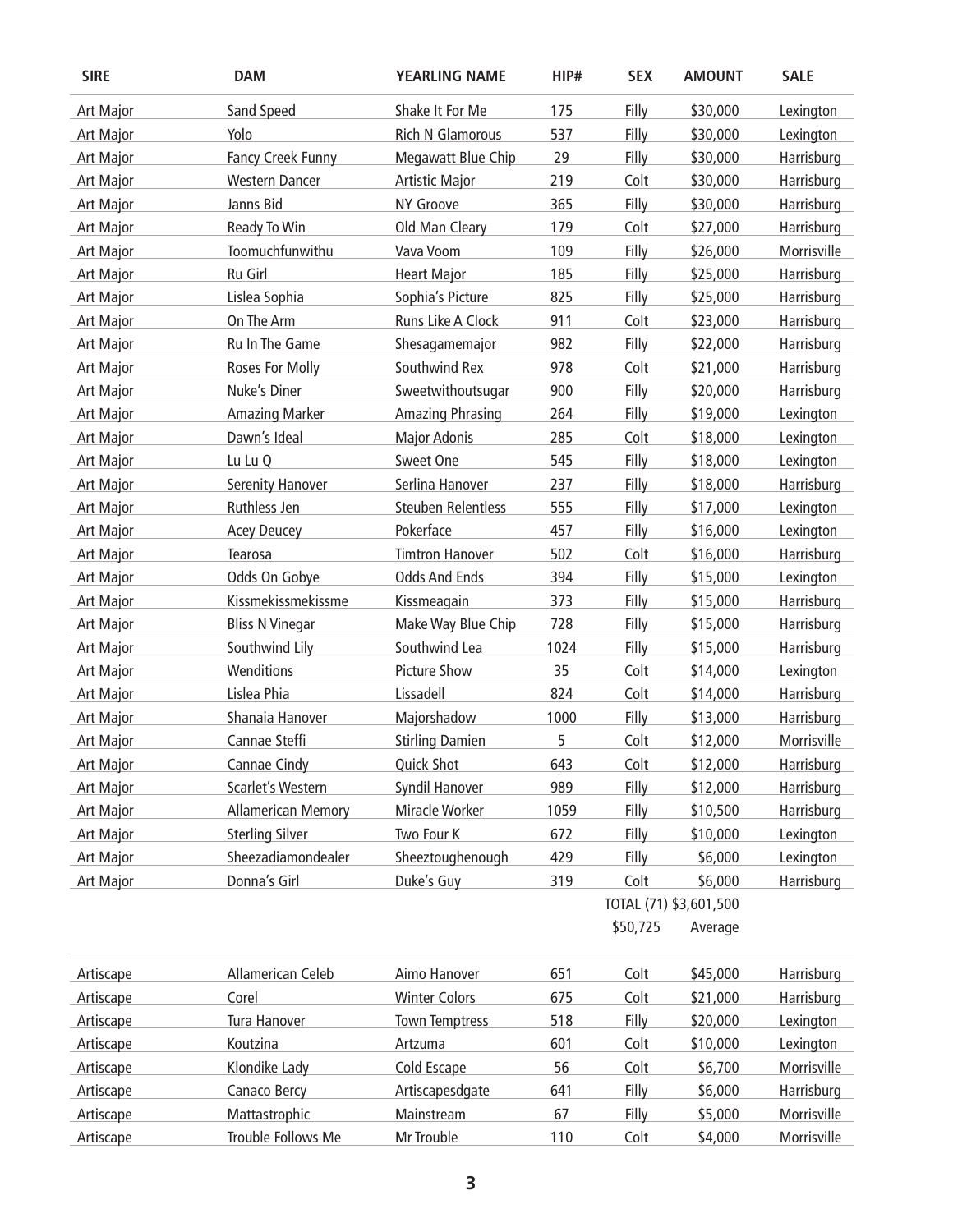| SIRE | DAM | YEARLING NAME | HIP# | SEX | AMOUNT | SALE |
|---|---|---|---|---|---|---|
| Art Major | Sand Speed | Shake It For Me | 175 | Filly | $30,000 | Lexington |
| Art Major | Yolo | Rich N Glamorous | 537 | Filly | $30,000 | Lexington |
| Art Major | Fancy Creek Funny | Megawatt Blue Chip | 29 | Filly | $30,000 | Harrisburg |
| Art Major | Western Dancer | Artistic Major | 219 | Colt | $30,000 | Harrisburg |
| Art Major | Janns Bid | NY Groove | 365 | Filly | $30,000 | Harrisburg |
| Art Major | Ready To Win | Old Man Cleary | 179 | Colt | $27,000 | Harrisburg |
| Art Major | Toomuchfunwithu | Vava Voom | 109 | Filly | $26,000 | Morrisville |
| Art Major | Ru Girl | Heart Major | 185 | Filly | $25,000 | Harrisburg |
| Art Major | Lislea Sophia | Sophia's Picture | 825 | Filly | $25,000 | Harrisburg |
| Art Major | On The Arm | Runs Like A Clock | 911 | Colt | $23,000 | Harrisburg |
| Art Major | Ru In The Game | Shesagamemajor | 982 | Filly | $22,000 | Harrisburg |
| Art Major | Roses For Molly | Southwind Rex | 978 | Colt | $21,000 | Harrisburg |
| Art Major | Nuke's Diner | Sweetwithoutsugar | 900 | Filly | $20,000 | Harrisburg |
| Art Major | Amazing Marker | Amazing Phrasing | 264 | Filly | $19,000 | Lexington |
| Art Major | Dawn's Ideal | Major Adonis | 285 | Colt | $18,000 | Lexington |
| Art Major | Lu Lu Q | Sweet One | 545 | Filly | $18,000 | Lexington |
| Art Major | Serenity Hanover | Serlina Hanover | 237 | Filly | $18,000 | Harrisburg |
| Art Major | Ruthless Jen | Steuben Relentless | 555 | Filly | $17,000 | Lexington |
| Art Major | Acey Deucey | Pokerface | 457 | Filly | $16,000 | Lexington |
| Art Major | Tearosa | Timtron Hanover | 502 | Colt | $16,000 | Harrisburg |
| Art Major | Odds On Gobye | Odds And Ends | 394 | Filly | $15,000 | Lexington |
| Art Major | Kissmekissmekissme | Kissmeagain | 373 | Filly | $15,000 | Harrisburg |
| Art Major | Bliss N Vinegar | Make Way Blue Chip | 728 | Filly | $15,000 | Harrisburg |
| Art Major | Southwind Lily | Southwind Lea | 1024 | Filly | $15,000 | Harrisburg |
| Art Major | Wenditions | Picture Show | 35 | Colt | $14,000 | Lexington |
| Art Major | Lislea Phia | Lissadell | 824 | Colt | $14,000 | Harrisburg |
| Art Major | Shanaia Hanover | Majorshadow | 1000 | Filly | $13,000 | Harrisburg |
| Art Major | Cannae Steffi | Stirling Damien | 5 | Colt | $12,000 | Morrisville |
| Art Major | Cannae Cindy | Quick Shot | 643 | Colt | $12,000 | Harrisburg |
| Art Major | Scarlet's Western | Syndil Hanover | 989 | Filly | $12,000 | Harrisburg |
| Art Major | Allamerican Memory | Miracle Worker | 1059 | Filly | $10,500 | Harrisburg |
| Art Major | Sterling Silver | Two Four K | 672 | Filly | $10,000 | Lexington |
| Art Major | Sheezadiamondealer | Sheeztoughenough | 429 | Filly | $6,000 | Lexington |
| Art Major | Donna's Girl | Duke's Guy | 319 | Colt | $6,000 | Harrisburg |
| | | | | TOTAL (71) | $3,601,500 | |
| | | | | $50,725 | Average | |

| SIRE | DAM | YEARLING NAME | HIP# | SEX | AMOUNT | SALE |
|---|---|---|---|---|---|---|
| Artiscape | Allamerican Celeb | Aimo Hanover | 651 | Colt | $45,000 | Harrisburg |
| Artiscape | Corel | Winter Colors | 675 | Colt | $21,000 | Harrisburg |
| Artiscape | Tura Hanover | Town Temptress | 518 | Filly | $20,000 | Lexington |
| Artiscape | Koutzina | Artzuma | 601 | Colt | $10,000 | Lexington |
| Artiscape | Klondike Lady | Cold Escape | 56 | Colt | $6,700 | Morrisville |
| Artiscape | Canaco Bercy | Artiscapesdgate | 641 | Filly | $6,000 | Harrisburg |
| Artiscape | Mattastrophic | Mainstream | 67 | Filly | $5,000 | Morrisville |
| Artiscape | Trouble Follows Me | Mr Trouble | 110 | Colt | $4,000 | Morrisville |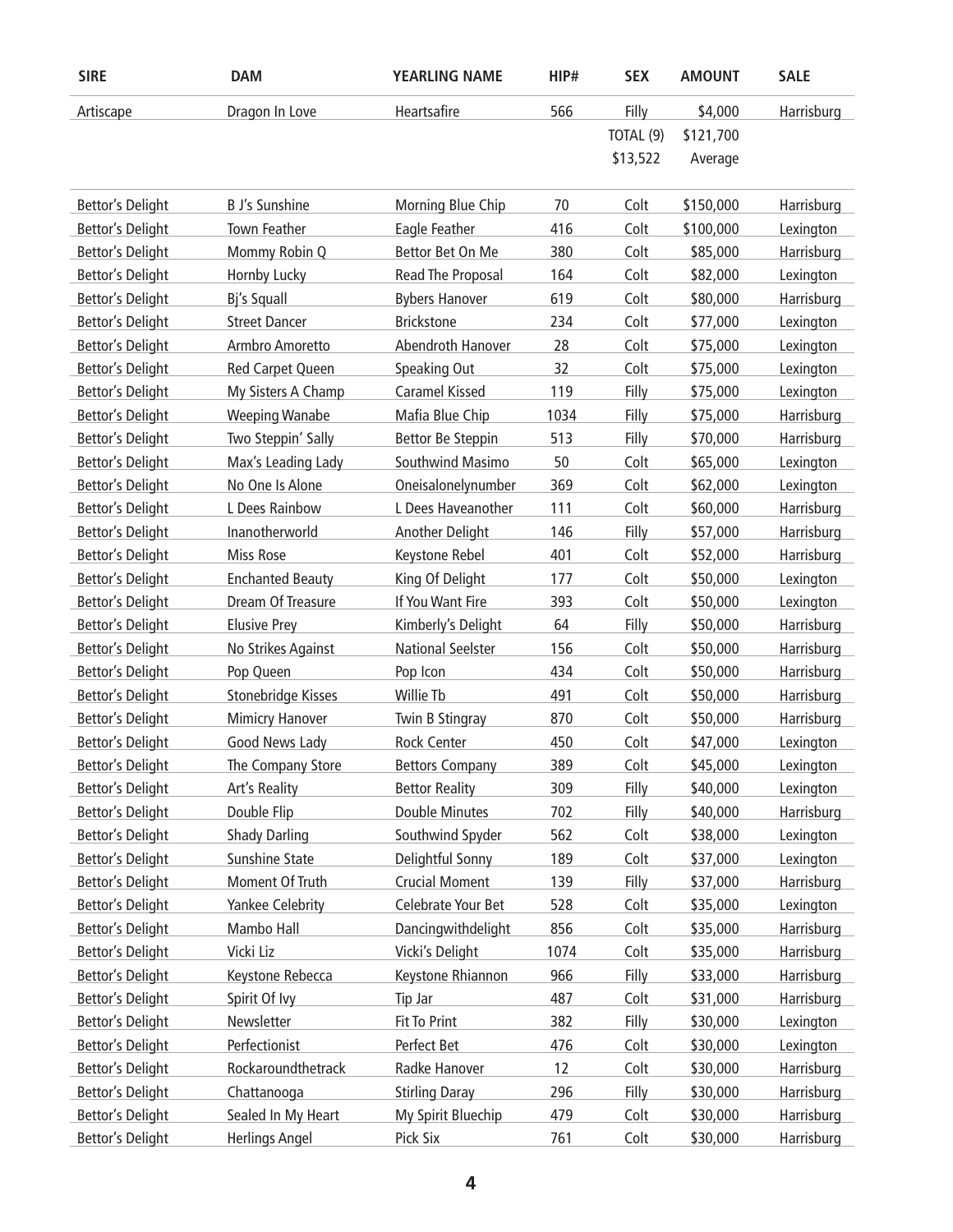| SIRE | DAM | YEARLING NAME | HIP# | SEX | AMOUNT | SALE |
|---|---|---|---|---|---|---|
| Artiscape | Dragon In Love | Heartsafire | 566 | Filly | $4,000 | Harrisburg |
| | | | | TOTAL (9) | $121,700 | |
| | | | | $13,522 | Average | |
| Bettor's Delight | B J's Sunshine | Morning Blue Chip | 70 | Colt | $150,000 | Harrisburg |
| Bettor's Delight | Town Feather | Eagle Feather | 416 | Colt | $100,000 | Lexington |
| Bettor's Delight | Mommy Robin Q | Bettor Bet On Me | 380 | Colt | $85,000 | Harrisburg |
| Bettor's Delight | Hornby Lucky | Read The Proposal | 164 | Colt | $82,000 | Lexington |
| Bettor's Delight | Bj's Squall | Bybers Hanover | 619 | Colt | $80,000 | Harrisburg |
| Bettor's Delight | Street Dancer | Brickstone | 234 | Colt | $77,000 | Lexington |
| Bettor's Delight | Armbro Amoretto | Abendroth Hanover | 28 | Colt | $75,000 | Lexington |
| Bettor's Delight | Red Carpet Queen | Speaking Out | 32 | Colt | $75,000 | Lexington |
| Bettor's Delight | My Sisters A Champ | Caramel Kissed | 119 | Filly | $75,000 | Lexington |
| Bettor's Delight | Weeping Wanabe | Mafia Blue Chip | 1034 | Filly | $75,000 | Harrisburg |
| Bettor's Delight | Two Steppin' Sally | Bettor Be Steppin | 513 | Filly | $70,000 | Harrisburg |
| Bettor's Delight | Max's Leading Lady | Southwind Masimo | 50 | Colt | $65,000 | Lexington |
| Bettor's Delight | No One Is Alone | Oneisalonelynumber | 369 | Colt | $62,000 | Lexington |
| Bettor's Delight | L Dees Rainbow | L Dees Haveanother | 111 | Colt | $60,000 | Harrisburg |
| Bettor's Delight | Inanotherworld | Another Delight | 146 | Filly | $57,000 | Harrisburg |
| Bettor's Delight | Miss Rose | Keystone Rebel | 401 | Colt | $52,000 | Harrisburg |
| Bettor's Delight | Enchanted Beauty | King Of Delight | 177 | Colt | $50,000 | Lexington |
| Bettor's Delight | Dream Of Treasure | If You Want Fire | 393 | Colt | $50,000 | Lexington |
| Bettor's Delight | Elusive Prey | Kimberly's Delight | 64 | Filly | $50,000 | Harrisburg |
| Bettor's Delight | No Strikes Against | National Seelster | 156 | Colt | $50,000 | Harrisburg |
| Bettor's Delight | Pop Queen | Pop Icon | 434 | Colt | $50,000 | Harrisburg |
| Bettor's Delight | Stonebridge Kisses | Willie Tb | 491 | Colt | $50,000 | Harrisburg |
| Bettor's Delight | Mimicry Hanover | Twin B Stingray | 870 | Colt | $50,000 | Harrisburg |
| Bettor's Delight | Good News Lady | Rock Center | 450 | Colt | $47,000 | Lexington |
| Bettor's Delight | The Company Store | Bettors Company | 389 | Colt | $45,000 | Lexington |
| Bettor's Delight | Art's Reality | Bettor Reality | 309 | Filly | $40,000 | Lexington |
| Bettor's Delight | Double Flip | Double Minutes | 702 | Filly | $40,000 | Harrisburg |
| Bettor's Delight | Shady Darling | Southwind Spyder | 562 | Colt | $38,000 | Lexington |
| Bettor's Delight | Sunshine State | Delightful Sonny | 189 | Colt | $37,000 | Lexington |
| Bettor's Delight | Moment Of Truth | Crucial Moment | 139 | Filly | $37,000 | Harrisburg |
| Bettor's Delight | Yankee Celebrity | Celebrate Your Bet | 528 | Colt | $35,000 | Lexington |
| Bettor's Delight | Mambo Hall | Dancingwithdelight | 856 | Colt | $35,000 | Harrisburg |
| Bettor's Delight | Vicki Liz | Vicki's Delight | 1074 | Colt | $35,000 | Harrisburg |
| Bettor's Delight | Keystone Rebecca | Keystone Rhiannon | 966 | Filly | $33,000 | Harrisburg |
| Bettor's Delight | Spirit Of Ivy | Tip Jar | 487 | Colt | $31,000 | Harrisburg |
| Bettor's Delight | Newsletter | Fit To Print | 382 | Filly | $30,000 | Lexington |
| Bettor's Delight | Perfectionist | Perfect Bet | 476 | Colt | $30,000 | Lexington |
| Bettor's Delight | Rockaroundthetrack | Radke Hanover | 12 | Colt | $30,000 | Harrisburg |
| Bettor's Delight | Chattanooga | Stirling Daray | 296 | Filly | $30,000 | Harrisburg |
| Bettor's Delight | Sealed In My Heart | My Spirit Bluechip | 479 | Colt | $30,000 | Harrisburg |
| Bettor's Delight | Herlings Angel | Pick Six | 761 | Colt | $30,000 | Harrisburg |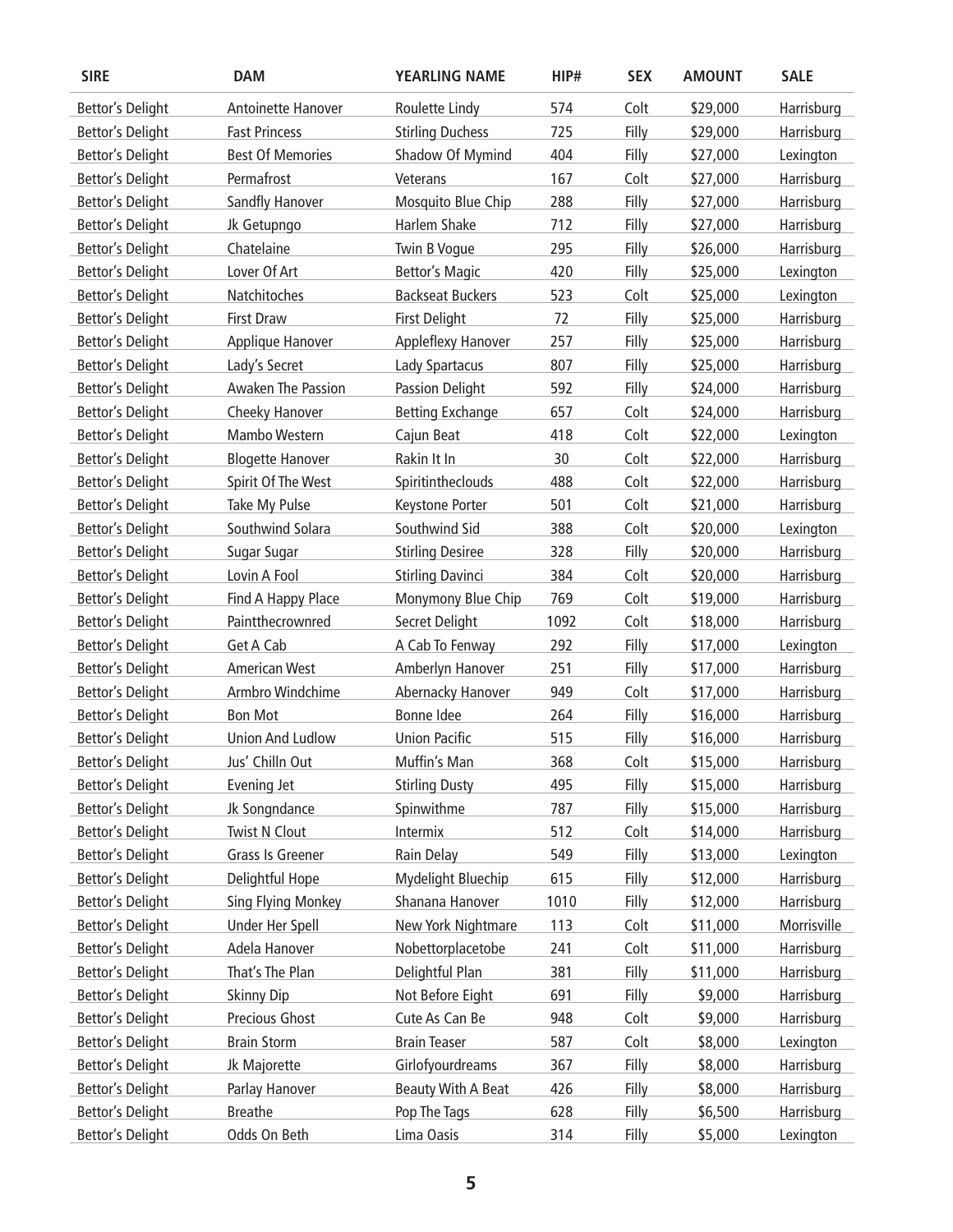| SIRE | DAM | YEARLING NAME | HIP# | SEX | AMOUNT | SALE |
|---|---|---|---|---|---|---|
| Bettor's Delight | Antoinette Hanover | Roulette Lindy | 574 | Colt | $29,000 | Harrisburg |
| Bettor's Delight | Fast Princess | Stirling Duchess | 725 | Filly | $29,000 | Harrisburg |
| Bettor's Delight | Best Of Memories | Shadow Of Mymind | 404 | Filly | $27,000 | Lexington |
| Bettor's Delight | Permafrost | Veterans | 167 | Colt | $27,000 | Harrisburg |
| Bettor's Delight | Sandfly Hanover | Mosquito Blue Chip | 288 | Filly | $27,000 | Harrisburg |
| Bettor's Delight | Jk Getupngo | Harlem Shake | 712 | Filly | $27,000 | Harrisburg |
| Bettor's Delight | Chatelaine | Twin B Vogue | 295 | Filly | $26,000 | Harrisburg |
| Bettor's Delight | Lover Of Art | Bettor's Magic | 420 | Filly | $25,000 | Lexington |
| Bettor's Delight | Natchitoches | Backseat Buckers | 523 | Colt | $25,000 | Lexington |
| Bettor's Delight | First Draw | First Delight | 72 | Filly | $25,000 | Harrisburg |
| Bettor's Delight | Applique Hanover | Appleflexy Hanover | 257 | Filly | $25,000 | Harrisburg |
| Bettor's Delight | Lady's Secret | Lady Spartacus | 807 | Filly | $25,000 | Harrisburg |
| Bettor's Delight | Awaken The Passion | Passion Delight | 592 | Filly | $24,000 | Harrisburg |
| Bettor's Delight | Cheeky Hanover | Betting Exchange | 657 | Colt | $24,000 | Harrisburg |
| Bettor's Delight | Mambo Western | Cajun Beat | 418 | Colt | $22,000 | Lexington |
| Bettor's Delight | Blogette Hanover | Rakin It In | 30 | Colt | $22,000 | Harrisburg |
| Bettor's Delight | Spirit Of The West | Spiritintheclouds | 488 | Colt | $22,000 | Harrisburg |
| Bettor's Delight | Take My Pulse | Keystone Porter | 501 | Colt | $21,000 | Harrisburg |
| Bettor's Delight | Southwind Solara | Southwind Sid | 388 | Colt | $20,000 | Lexington |
| Bettor's Delight | Sugar Sugar | Stirling Desiree | 328 | Filly | $20,000 | Harrisburg |
| Bettor's Delight | Lovin A Fool | Stirling Davinci | 384 | Colt | $20,000 | Harrisburg |
| Bettor's Delight | Find A Happy Place | Monymony Blue Chip | 769 | Colt | $19,000 | Harrisburg |
| Bettor's Delight | Paintthecrownred | Secret Delight | 1092 | Colt | $18,000 | Harrisburg |
| Bettor's Delight | Get A Cab | A Cab To Fenway | 292 | Filly | $17,000 | Lexington |
| Bettor's Delight | American West | Amberlyn Hanover | 251 | Filly | $17,000 | Harrisburg |
| Bettor's Delight | Armbro Windchime | Abernacky Hanover | 949 | Colt | $17,000 | Harrisburg |
| Bettor's Delight | Bon Mot | Bonne Idee | 264 | Filly | $16,000 | Harrisburg |
| Bettor's Delight | Union And Ludlow | Union Pacific | 515 | Filly | $16,000 | Harrisburg |
| Bettor's Delight | Jus' Chilln Out | Muffin's Man | 368 | Colt | $15,000 | Harrisburg |
| Bettor's Delight | Evening Jet | Stirling Dusty | 495 | Filly | $15,000 | Harrisburg |
| Bettor's Delight | Jk Songndance | Spinwithme | 787 | Filly | $15,000 | Harrisburg |
| Bettor's Delight | Twist N Clout | Intermix | 512 | Colt | $14,000 | Harrisburg |
| Bettor's Delight | Grass Is Greener | Rain Delay | 549 | Filly | $13,000 | Lexington |
| Bettor's Delight | Delightful Hope | Mydelight Bluechip | 615 | Filly | $12,000 | Harrisburg |
| Bettor's Delight | Sing Flying Monkey | Shanana Hanover | 1010 | Filly | $12,000 | Harrisburg |
| Bettor's Delight | Under Her Spell | New York Nightmare | 113 | Colt | $11,000 | Morrisville |
| Bettor's Delight | Adela Hanover | Nobettorplacetobe | 241 | Colt | $11,000 | Harrisburg |
| Bettor's Delight | That's The Plan | Delightful Plan | 381 | Filly | $11,000 | Harrisburg |
| Bettor's Delight | Skinny Dip | Not Before Eight | 691 | Filly | $9,000 | Harrisburg |
| Bettor's Delight | Precious Ghost | Cute As Can Be | 948 | Colt | $9,000 | Harrisburg |
| Bettor's Delight | Brain Storm | Brain Teaser | 587 | Colt | $8,000 | Lexington |
| Bettor's Delight | Jk Majorette | Girlofyourdreams | 367 | Filly | $8,000 | Harrisburg |
| Bettor's Delight | Parlay Hanover | Beauty With A Beat | 426 | Filly | $8,000 | Harrisburg |
| Bettor's Delight | Breathe | Pop The Tags | 628 | Filly | $6,500 | Harrisburg |
| Bettor's Delight | Odds On Beth | Lima Oasis | 314 | Filly | $5,000 | Lexington |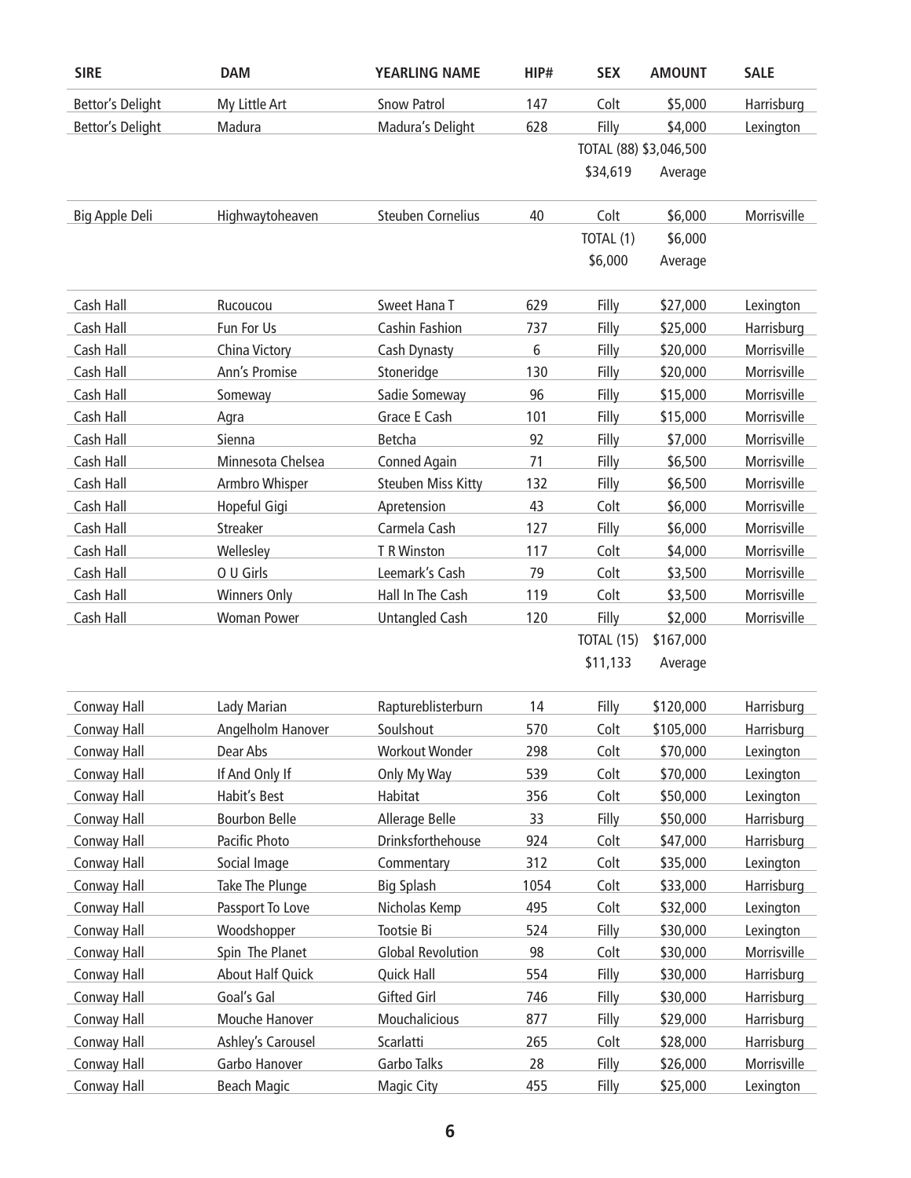| SIRE | DAM | YEARLING NAME | HIP# | SEX | AMOUNT | SALE |
|---|---|---|---|---|---|---|
| Bettor's Delight | My Little Art | Snow Patrol | 147 | Colt | $5,000 | Harrisburg |
| Bettor's Delight | Madura | Madura's Delight | 628 | Filly | $4,000 | Lexington |
| | | | | TOTAL (88) | $3,046,500 | |
| | | | | $34,619 | Average | |
| Big Apple Deli | Highwaytoheaven | Steuben Cornelius | 40 | Colt | $6,000 | Morrisville |
| | | | | TOTAL (1) | $6,000 | |
| | | | | $6,000 | Average | |
| Cash Hall | Rucoucou | Sweet Hana T | 629 | Filly | $27,000 | Lexington |
| Cash Hall | Fun For Us | Cashin Fashion | 737 | Filly | $25,000 | Harrisburg |
| Cash Hall | China Victory | Cash Dynasty | 6 | Filly | $20,000 | Morrisville |
| Cash Hall | Ann's Promise | Stoneridge | 130 | Filly | $20,000 | Morrisville |
| Cash Hall | Someway | Sadie Someway | 96 | Filly | $15,000 | Morrisville |
| Cash Hall | Agra | Grace E Cash | 101 | Filly | $15,000 | Morrisville |
| Cash Hall | Sienna | Betcha | 92 | Filly | $7,000 | Morrisville |
| Cash Hall | Minnesota Chelsea | Conned Again | 71 | Filly | $6,500 | Morrisville |
| Cash Hall | Armbro Whisper | Steuben Miss Kitty | 132 | Filly | $6,500 | Morrisville |
| Cash Hall | Hopeful Gigi | Apretension | 43 | Colt | $6,000 | Morrisville |
| Cash Hall | Streaker | Carmela Cash | 127 | Filly | $6,000 | Morrisville |
| Cash Hall | Wellesley | T R Winston | 117 | Colt | $4,000 | Morrisville |
| Cash Hall | O U Girls | Leemark's Cash | 79 | Colt | $3,500 | Morrisville |
| Cash Hall | Winners Only | Hall In The Cash | 119 | Colt | $3,500 | Morrisville |
| Cash Hall | Woman Power | Untangled Cash | 120 | Filly | $2,000 | Morrisville |
| | | | | TOTAL (15) | $167,000 | |
| | | | | $11,133 | Average | |
| Conway Hall | Lady Marian | Raptureblisterburn | 14 | Filly | $120,000 | Harrisburg |
| Conway Hall | Angelholm Hanover | Soulshout | 570 | Colt | $105,000 | Harrisburg |
| Conway Hall | Dear Abs | Workout Wonder | 298 | Colt | $70,000 | Lexington |
| Conway Hall | If And Only If | Only My Way | 539 | Colt | $70,000 | Lexington |
| Conway Hall | Habit's Best | Habitat | 356 | Colt | $50,000 | Lexington |
| Conway Hall | Bourbon Belle | Allerage Belle | 33 | Filly | $50,000 | Harrisburg |
| Conway Hall | Pacific Photo | Drinksforthehouse | 924 | Colt | $47,000 | Harrisburg |
| Conway Hall | Social Image | Commentary | 312 | Colt | $35,000 | Lexington |
| Conway Hall | Take The Plunge | Big Splash | 1054 | Colt | $33,000 | Harrisburg |
| Conway Hall | Passport To Love | Nicholas Kemp | 495 | Colt | $32,000 | Lexington |
| Conway Hall | Woodshopper | Tootsie Bi | 524 | Filly | $30,000 | Lexington |
| Conway Hall | Spin The Planet | Global Revolution | 98 | Colt | $30,000 | Morrisville |
| Conway Hall | About Half Quick | Quick Hall | 554 | Filly | $30,000 | Harrisburg |
| Conway Hall | Goal's Gal | Gifted Girl | 746 | Filly | $30,000 | Harrisburg |
| Conway Hall | Mouche Hanover | Mouchalicious | 877 | Filly | $29,000 | Harrisburg |
| Conway Hall | Ashley's Carousel | Scarlatti | 265 | Colt | $28,000 | Harrisburg |
| Conway Hall | Garbo Hanover | Garbo Talks | 28 | Filly | $26,000 | Morrisville |
| Conway Hall | Beach Magic | Magic City | 455 | Filly | $25,000 | Lexington |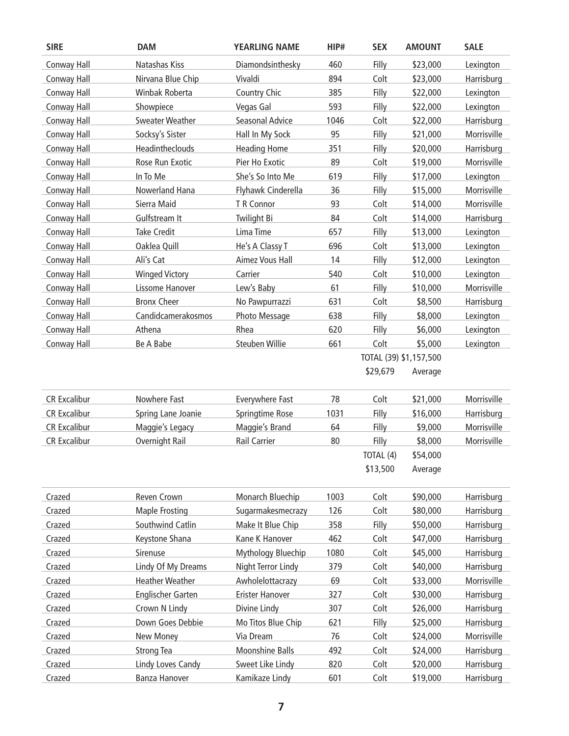| SIRE | DAM | YEARLING NAME | HIP# | SEX | AMOUNT | SALE |
|---|---|---|---|---|---|---|
| Conway Hall | Natashas Kiss | Diamondsinthesky | 460 | Filly | $23,000 | Lexington |
| Conway Hall | Nirvana Blue Chip | Vivaldi | 894 | Colt | $23,000 | Harrisburg |
| Conway Hall | Winbak Roberta | Country Chic | 385 | Filly | $22,000 | Lexington |
| Conway Hall | Showpiece | Vegas Gal | 593 | Filly | $22,000 | Lexington |
| Conway Hall | Sweater Weather | Seasonal Advice | 1046 | Colt | $22,000 | Harrisburg |
| Conway Hall | Socksy's Sister | Hall In My Sock | 95 | Filly | $21,000 | Morrisville |
| Conway Hall | Headintheclouds | Heading Home | 351 | Filly | $20,000 | Harrisburg |
| Conway Hall | Rose Run Exotic | Pier Ho Exotic | 89 | Colt | $19,000 | Morrisville |
| Conway Hall | In To Me | She's So Into Me | 619 | Filly | $17,000 | Lexington |
| Conway Hall | Nowerland Hana | Flyhawk Cinderella | 36 | Filly | $15,000 | Morrisville |
| Conway Hall | Sierra Maid | T R Connor | 93 | Colt | $14,000 | Morrisville |
| Conway Hall | Gulfstream It | Twilight Bi | 84 | Colt | $14,000 | Harrisburg |
| Conway Hall | Take Credit | Lima Time | 657 | Filly | $13,000 | Lexington |
| Conway Hall | Oaklea Quill | He's A Classy T | 696 | Colt | $13,000 | Lexington |
| Conway Hall | Ali's Cat | Aimez Vous Hall | 14 | Filly | $12,000 | Lexington |
| Conway Hall | Winged Victory | Carrier | 540 | Colt | $10,000 | Lexington |
| Conway Hall | Lissome Hanover | Lew's Baby | 61 | Filly | $10,000 | Morrisville |
| Conway Hall | Bronx Cheer | No Pawpurrazzi | 631 | Colt | $8,500 | Harrisburg |
| Conway Hall | Candidcamerakosmos | Photo Message | 638 | Filly | $8,000 | Lexington |
| Conway Hall | Athena | Rhea | 620 | Filly | $6,000 | Lexington |
| Conway Hall | Be A Babe | Steuben Willie | 661 | Colt | $5,000 | Lexington |
| | | | | TOTAL (39) | $1,157,500 | |
| | | | | $29,679 | Average | |
| CR Excalibur | Nowhere Fast | Everywhere Fast | 78 | Colt | $21,000 | Morrisville |
| CR Excalibur | Spring Lane Joanie | Springtime Rose | 1031 | Filly | $16,000 | Harrisburg |
| CR Excalibur | Maggie's Legacy | Maggie's Brand | 64 | Filly | $9,000 | Morrisville |
| CR Excalibur | Overnight Rail | Rail Carrier | 80 | Filly | $8,000 | Morrisville |
| | | | | TOTAL (4) | $54,000 | |
| | | | | $13,500 | Average | |
| Crazed | Reven Crown | Monarch Bluechip | 1003 | Colt | $90,000 | Harrisburg |
| Crazed | Maple Frosting | Sugarmakesmecrazy | 126 | Colt | $80,000 | Harrisburg |
| Crazed | Southwind Catlin | Make It Blue Chip | 358 | Filly | $50,000 | Harrisburg |
| Crazed | Keystone Shana | Kane K Hanover | 462 | Colt | $47,000 | Harrisburg |
| Crazed | Sirenuse | Mythology Bluechip | 1080 | Colt | $45,000 | Harrisburg |
| Crazed | Lindy Of My Dreams | Night Terror Lindy | 379 | Colt | $40,000 | Harrisburg |
| Crazed | Heather Weather | Awholelottacrazy | 69 | Colt | $33,000 | Morrisville |
| Crazed | Englischer Garten | Erister Hanover | 327 | Colt | $30,000 | Harrisburg |
| Crazed | Crown N Lindy | Divine Lindy | 307 | Colt | $26,000 | Harrisburg |
| Crazed | Down Goes Debbie | Mo Titos Blue Chip | 621 | Filly | $25,000 | Harrisburg |
| Crazed | New Money | Via Dream | 76 | Colt | $24,000 | Morrisville |
| Crazed | Strong Tea | Moonshine Balls | 492 | Colt | $24,000 | Harrisburg |
| Crazed | Lindy Loves Candy | Sweet Like Lindy | 820 | Colt | $20,000 | Harrisburg |
| Crazed | Banza Hanover | Kamikaze Lindy | 601 | Colt | $19,000 | Harrisburg |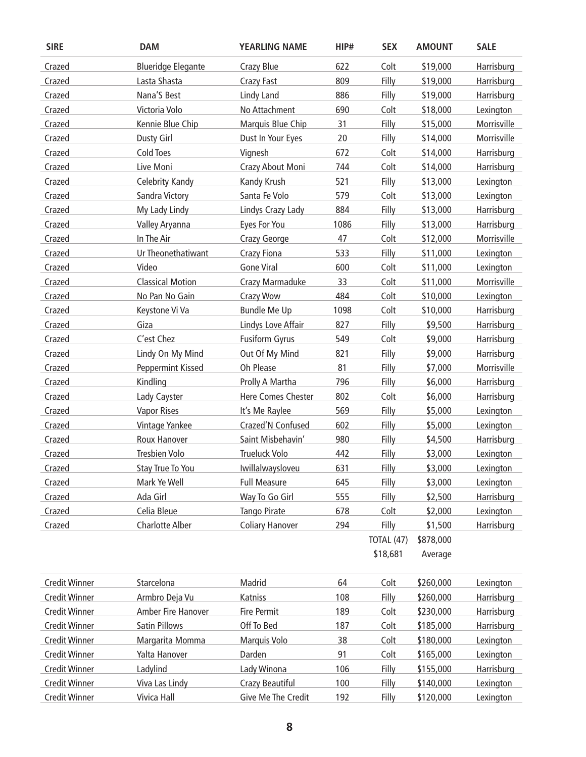| SIRE | DAM | YEARLING NAME | HIP# | SEX | AMOUNT | SALE |
|---|---|---|---|---|---|---|
| Crazed | Blueridge Elegante | Crazy Blue | 622 | Colt | $19,000 | Harrisburg |
| Crazed | Lasta Shasta | Crazy Fast | 809 | Filly | $19,000 | Harrisburg |
| Crazed | Nana'S Best | Lindy Land | 886 | Filly | $19,000 | Harrisburg |
| Crazed | Victoria Volo | No Attachment | 690 | Colt | $18,000 | Lexington |
| Crazed | Kennie Blue Chip | Marquis Blue Chip | 31 | Filly | $15,000 | Morrisville |
| Crazed | Dusty Girl | Dust In Your Eyes | 20 | Filly | $14,000 | Morrisville |
| Crazed | Cold Toes | Vignesh | 672 | Colt | $14,000 | Harrisburg |
| Crazed | Live Moni | Crazy About Moni | 744 | Colt | $14,000 | Harrisburg |
| Crazed | Celebrity Kandy | Kandy Krush | 521 | Filly | $13,000 | Lexington |
| Crazed | Sandra Victory | Santa Fe Volo | 579 | Colt | $13,000 | Lexington |
| Crazed | My Lady Lindy | Lindys Crazy Lady | 884 | Filly | $13,000 | Harrisburg |
| Crazed | Valley Aryanna | Eyes For You | 1086 | Filly | $13,000 | Harrisburg |
| Crazed | In The Air | Crazy George | 47 | Colt | $12,000 | Morrisville |
| Crazed | Ur Theonethatiwant | Crazy Fiona | 533 | Filly | $11,000 | Lexington |
| Crazed | Video | Gone Viral | 600 | Colt | $11,000 | Lexington |
| Crazed | Classical Motion | Crazy Marmaduke | 33 | Colt | $11,000 | Morrisville |
| Crazed | No Pan No Gain | Crazy Wow | 484 | Colt | $10,000 | Lexington |
| Crazed | Keystone Vi Va | Bundle Me Up | 1098 | Colt | $10,000 | Harrisburg |
| Crazed | Giza | Lindys Love Affair | 827 | Filly | $9,500 | Harrisburg |
| Crazed | C'est Chez | Fusiform Gyrus | 549 | Colt | $9,000 | Harrisburg |
| Crazed | Lindy On My Mind | Out Of My Mind | 821 | Filly | $9,000 | Harrisburg |
| Crazed | Peppermint Kissed | Oh Please | 81 | Filly | $7,000 | Morrisville |
| Crazed | Kindling | Prolly A Martha | 796 | Filly | $6,000 | Harrisburg |
| Crazed | Lady Cayster | Here Comes Chester | 802 | Colt | $6,000 | Harrisburg |
| Crazed | Vapor Rises | It's Me Raylee | 569 | Filly | $5,000 | Lexington |
| Crazed | Vintage Yankee | Crazed'N Confused | 602 | Filly | $5,000 | Lexington |
| Crazed | Roux Hanover | Saint Misbehavin' | 980 | Filly | $4,500 | Harrisburg |
| Crazed | Tresbien Volo | Trueluck Volo | 442 | Filly | $3,000 | Lexington |
| Crazed | Stay True To You | Iwillalwaysloveu | 631 | Filly | $3,000 | Lexington |
| Crazed | Mark Ye Well | Full Measure | 645 | Filly | $3,000 | Lexington |
| Crazed | Ada Girl | Way To Go Girl | 555 | Filly | $2,500 | Harrisburg |
| Crazed | Celia Bleue | Tango Pirate | 678 | Colt | $2,000 | Lexington |
| Crazed | Charlotte Alber | Coliary Hanover | 294 | Filly | $1,500 | Harrisburg |
| | | | | TOTAL (47) | $878,000 | |
| | | | | $18,681 | Average | |

| SIRE | DAM | YEARLING NAME | HIP# | SEX | AMOUNT | SALE |
|---|---|---|---|---|---|---|
| Credit Winner | Starcelona | Madrid | 64 | Colt | $260,000 | Lexington |
| Credit Winner | Armbro Deja Vu | Katniss | 108 | Filly | $260,000 | Harrisburg |
| Credit Winner | Amber Fire Hanover | Fire Permit | 189 | Colt | $230,000 | Harrisburg |
| Credit Winner | Satin Pillows | Off To Bed | 187 | Colt | $185,000 | Harrisburg |
| Credit Winner | Margarita Momma | Marquis Volo | 38 | Colt | $180,000 | Lexington |
| Credit Winner | Yalta Hanover | Darden | 91 | Colt | $165,000 | Lexington |
| Credit Winner | Ladylind | Lady Winona | 106 | Filly | $155,000 | Harrisburg |
| Credit Winner | Viva Las Lindy | Crazy Beautiful | 100 | Filly | $140,000 | Lexington |
| Credit Winner | Vivica Hall | Give Me The Credit | 192 | Filly | $120,000 | Lexington |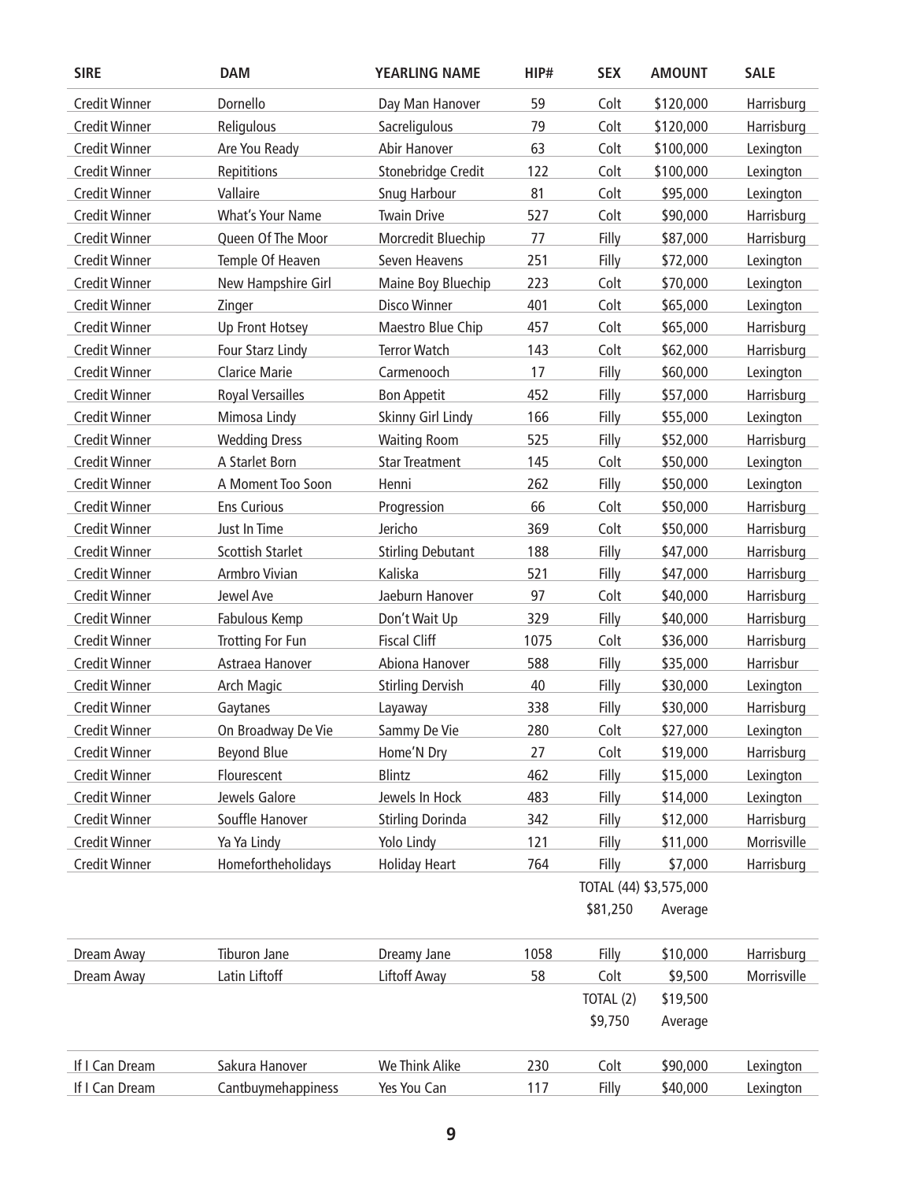| SIRE | DAM | YEARLING NAME | HIP# | SEX | AMOUNT | SALE |
|---|---|---|---|---|---|---|
| Credit Winner | Dornello | Day Man Hanover | 59 | Colt | $120,000 | Harrisburg |
| Credit Winner | Religulous | Sacreligulous | 79 | Colt | $120,000 | Harrisburg |
| Credit Winner | Are You Ready | Abir Hanover | 63 | Colt | $100,000 | Lexington |
| Credit Winner | Repititions | Stonebridge Credit | 122 | Colt | $100,000 | Lexington |
| Credit Winner | Vallaire | Snug Harbour | 81 | Colt | $95,000 | Lexington |
| Credit Winner | What's Your Name | Twain Drive | 527 | Colt | $90,000 | Harrisburg |
| Credit Winner | Queen Of The Moor | Morcredit Bluechip | 77 | Filly | $87,000 | Harrisburg |
| Credit Winner | Temple Of Heaven | Seven Heavens | 251 | Filly | $72,000 | Lexington |
| Credit Winner | New Hampshire Girl | Maine Boy Bluechip | 223 | Colt | $70,000 | Lexington |
| Credit Winner | Zinger | Disco Winner | 401 | Colt | $65,000 | Lexington |
| Credit Winner | Up Front Hotsey | Maestro Blue Chip | 457 | Colt | $65,000 | Harrisburg |
| Credit Winner | Four Starz Lindy | Terror Watch | 143 | Colt | $62,000 | Harrisburg |
| Credit Winner | Clarice Marie | Carmenooch | 17 | Filly | $60,000 | Lexington |
| Credit Winner | Royal Versailles | Bon Appetit | 452 | Filly | $57,000 | Harrisburg |
| Credit Winner | Mimosa Lindy | Skinny Girl Lindy | 166 | Filly | $55,000 | Lexington |
| Credit Winner | Wedding Dress | Waiting Room | 525 | Filly | $52,000 | Harrisburg |
| Credit Winner | A Starlet Born | Star Treatment | 145 | Colt | $50,000 | Lexington |
| Credit Winner | A Moment Too Soon | Henni | 262 | Filly | $50,000 | Lexington |
| Credit Winner | Ens Curious | Progression | 66 | Colt | $50,000 | Harrisburg |
| Credit Winner | Just In Time | Jericho | 369 | Colt | $50,000 | Harrisburg |
| Credit Winner | Scottish Starlet | Stirling Debutant | 188 | Filly | $47,000 | Harrisburg |
| Credit Winner | Armbro Vivian | Kaliska | 521 | Filly | $47,000 | Harrisburg |
| Credit Winner | Jewel Ave | Jaeburn Hanover | 97 | Colt | $40,000 | Harrisburg |
| Credit Winner | Fabulous Kemp | Don't Wait Up | 329 | Filly | $40,000 | Harrisburg |
| Credit Winner | Trotting For Fun | Fiscal Cliff | 1075 | Colt | $36,000 | Harrisburg |
| Credit Winner | Astraea Hanover | Abiona Hanover | 588 | Filly | $35,000 | Harrisbur |
| Credit Winner | Arch Magic | Stirling Dervish | 40 | Filly | $30,000 | Lexington |
| Credit Winner | Gaytanes | Layaway | 338 | Filly | $30,000 | Harrisburg |
| Credit Winner | On Broadway De Vie | Sammy De Vie | 280 | Colt | $27,000 | Lexington |
| Credit Winner | Beyond Blue | Home'N Dry | 27 | Colt | $19,000 | Harrisburg |
| Credit Winner | Flourescent | Blintz | 462 | Filly | $15,000 | Lexington |
| Credit Winner | Jewels Galore | Jewels In Hock | 483 | Filly | $14,000 | Lexington |
| Credit Winner | Souffle Hanover | Stirling Dorinda | 342 | Filly | $12,000 | Harrisburg |
| Credit Winner | Ya Ya Lindy | Yolo Lindy | 121 | Filly | $11,000 | Morrisville |
| Credit Winner | Homefortheholidays | Holiday Heart | 764 | Filly | $7,000 | Harrisburg |
| | | | | TOTAL (44) | $3,575,000 | |
| | | | | $81,250 | Average | |
| Dream Away | Tiburon Jane | Dreamy Jane | 1058 | Filly | $10,000 | Harrisburg |
| Dream Away | Latin Liftoff | Liftoff Away | 58 | Colt | $9,500 | Morrisville |
| | | | | TOTAL (2) | $19,500 | |
| | | | | $9,750 | Average | |
| If I Can Dream | Sakura Hanover | We Think Alike | 230 | Colt | $90,000 | Lexington |
| If I Can Dream | Cantbuymehappiness | Yes You Can | 117 | Filly | $40,000 | Lexington |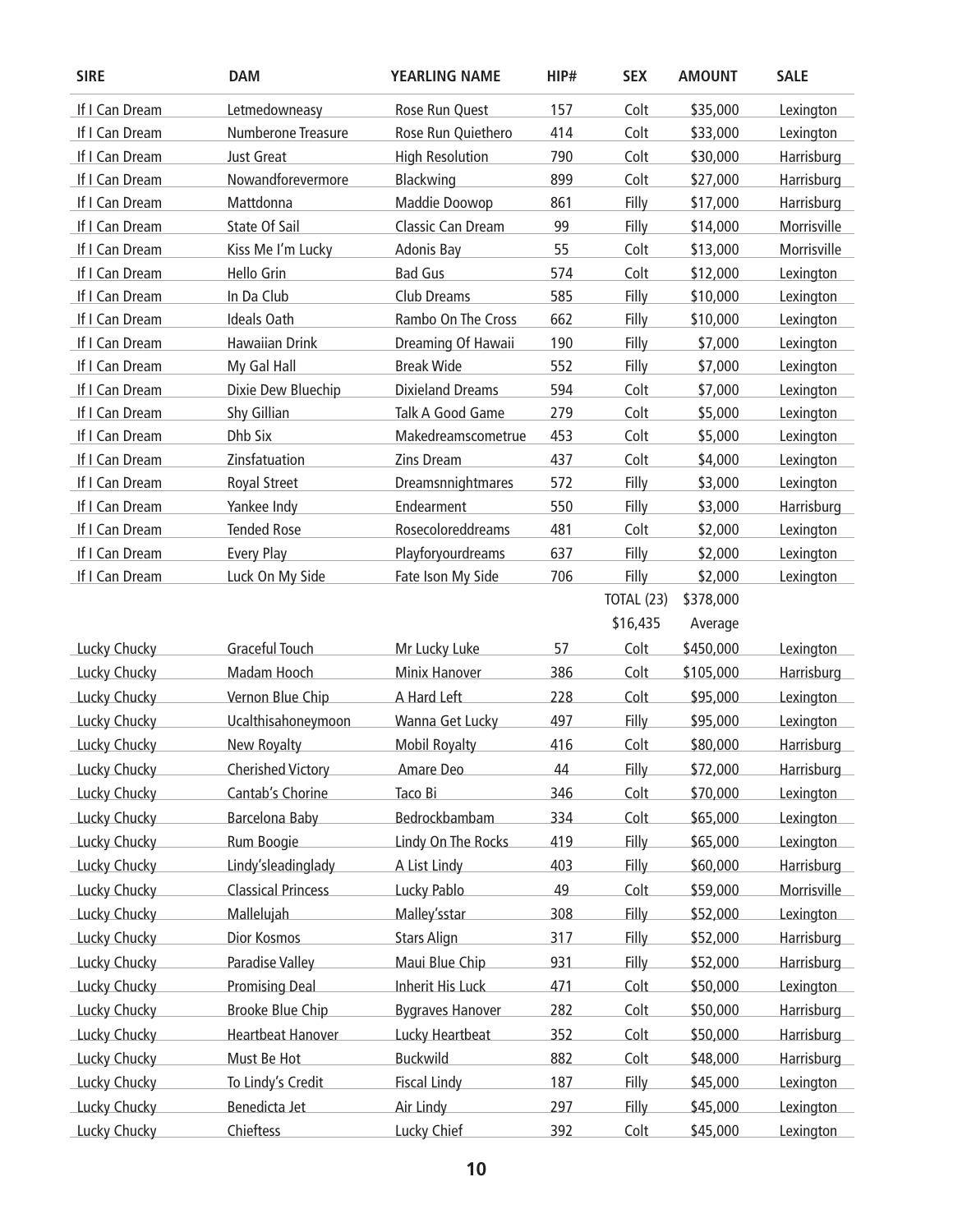| SIRE | DAM | YEARLING NAME | HIP# | SEX | AMOUNT | SALE |
|---|---|---|---|---|---|---|
| If I Can Dream | Letmedowneasy | Rose Run Quest | 157 | Colt | $35,000 | Lexington |
| If I Can Dream | Numberone Treasure | Rose Run Quiethero | 414 | Colt | $33,000 | Lexington |
| If I Can Dream | Just Great | High Resolution | 790 | Colt | $30,000 | Harrisburg |
| If I Can Dream | Nowandforevermore | Blackwing | 899 | Colt | $27,000 | Harrisburg |
| If I Can Dream | Mattdonna | Maddie Doowop | 861 | Filly | $17,000 | Harrisburg |
| If I Can Dream | State Of Sail | Classic Can Dream | 99 | Filly | $14,000 | Morrisville |
| If I Can Dream | Kiss Me I'm Lucky | Adonis Bay | 55 | Colt | $13,000 | Morrisville |
| If I Can Dream | Hello Grin | Bad Gus | 574 | Colt | $12,000 | Lexington |
| If I Can Dream | In Da Club | Club Dreams | 585 | Filly | $10,000 | Lexington |
| If I Can Dream | Ideals Oath | Rambo On The Cross | 662 | Filly | $10,000 | Lexington |
| If I Can Dream | Hawaiian Drink | Dreaming Of Hawaii | 190 | Filly | $7,000 | Lexington |
| If I Can Dream | My Gal Hall | Break Wide | 552 | Filly | $7,000 | Lexington |
| If I Can Dream | Dixie Dew Bluechip | Dixieland Dreams | 594 | Colt | $7,000 | Lexington |
| If I Can Dream | Shy Gillian | Talk A Good Game | 279 | Colt | $5,000 | Lexington |
| If I Can Dream | Dhb Six | Makedreamscometrue | 453 | Colt | $5,000 | Lexington |
| If I Can Dream | Zinsfatuation | Zins Dream | 437 | Colt | $4,000 | Lexington |
| If I Can Dream | Royal Street | Dreamsnnightmares | 572 | Filly | $3,000 | Lexington |
| If I Can Dream | Yankee Indy | Endearment | 550 | Filly | $3,000 | Harrisburg |
| If I Can Dream | Tended Rose | Rosecoloreddreams | 481 | Colt | $2,000 | Lexington |
| If I Can Dream | Every Play | Playforyourdreams | 637 | Filly | $2,000 | Lexington |
| If I Can Dream | Luck On My Side | Fate Ison My Side | 706 | Filly | $2,000 | Lexington |
| | | | | TOTAL (23) | $378,000 | |
| | | | | $16,435 | Average | |
| Lucky Chucky | Graceful Touch | Mr Lucky Luke | 57 | Colt | $450,000 | Lexington |
| Lucky Chucky | Madam Hooch | Minix Hanover | 386 | Colt | $105,000 | Harrisburg |
| Lucky Chucky | Vernon Blue Chip | A Hard Left | 228 | Colt | $95,000 | Lexington |
| Lucky Chucky | Ucalthisahoneymoon | Wanna Get Lucky | 497 | Filly | $95,000 | Lexington |
| Lucky Chucky | New Royalty | Mobil Royalty | 416 | Colt | $80,000 | Harrisburg |
| Lucky Chucky | Cherished Victory | Amare Deo | 44 | Filly | $72,000 | Harrisburg |
| Lucky Chucky | Cantab's Chorine | Taco Bi | 346 | Colt | $70,000 | Lexington |
| Lucky Chucky | Barcelona Baby | Bedrockbambam | 334 | Colt | $65,000 | Lexington |
| Lucky Chucky | Rum Boogie | Lindy On The Rocks | 419 | Filly | $65,000 | Lexington |
| Lucky Chucky | Lindy'sleadinglady | A List Lindy | 403 | Filly | $60,000 | Harrisburg |
| Lucky Chucky | Classical Princess | Lucky Pablo | 49 | Colt | $59,000 | Morrisville |
| Lucky Chucky | Mallelujah | Malley'sstar | 308 | Filly | $52,000 | Lexington |
| Lucky Chucky | Dior Kosmos | Stars Align | 317 | Filly | $52,000 | Harrisburg |
| Lucky Chucky | Paradise Valley | Maui Blue Chip | 931 | Filly | $52,000 | Harrisburg |
| Lucky Chucky | Promising Deal | Inherit His Luck | 471 | Colt | $50,000 | Lexington |
| Lucky Chucky | Brooke Blue Chip | Bygraves Hanover | 282 | Colt | $50,000 | Harrisburg |
| Lucky Chucky | Heartbeat Hanover | Lucky Heartbeat | 352 | Colt | $50,000 | Harrisburg |
| Lucky Chucky | Must Be Hot | Buckwild | 882 | Colt | $48,000 | Harrisburg |
| Lucky Chucky | To Lindy's Credit | Fiscal Lindy | 187 | Filly | $45,000 | Lexington |
| Lucky Chucky | Benedicta Jet | Air Lindy | 297 | Filly | $45,000 | Lexington |
| Lucky Chucky | Chieftess | Lucky Chief | 392 | Colt | $45,000 | Lexington |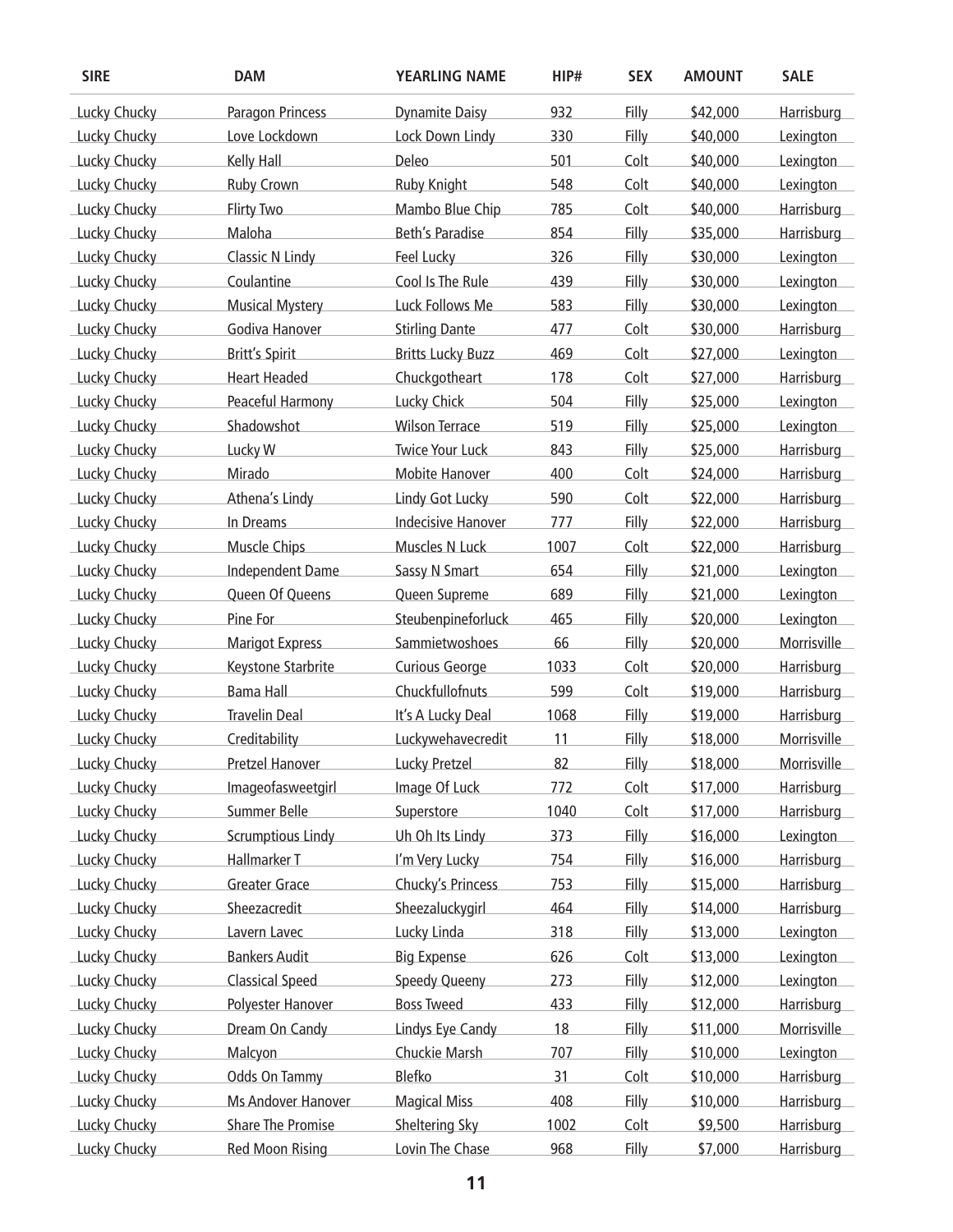| SIRE | DAM | YEARLING NAME | HIP# | SEX | AMOUNT | SALE |
|---|---|---|---|---|---|---|
| Lucky Chucky | Paragon Princess | Dynamite Daisy | 932 | Filly | $42,000 | Harrisburg |
| Lucky Chucky | Love Lockdown | Lock Down Lindy | 330 | Filly | $40,000 | Lexington |
| Lucky Chucky | Kelly Hall | Deleo | 501 | Colt | $40,000 | Lexington |
| Lucky Chucky | Ruby Crown | Ruby Knight | 548 | Colt | $40,000 | Lexington |
| Lucky Chucky | Flirty Two | Mambo Blue Chip | 785 | Colt | $40,000 | Harrisburg |
| Lucky Chucky | Maloha | Beth's Paradise | 854 | Filly | $35,000 | Harrisburg |
| Lucky Chucky | Classic N Lindy | Feel Lucky | 326 | Filly | $30,000 | Lexington |
| Lucky Chucky | Coulantine | Cool Is The Rule | 439 | Filly | $30,000 | Lexington |
| Lucky Chucky | Musical Mystery | Luck Follows Me | 583 | Filly | $30,000 | Lexington |
| Lucky Chucky | Godiva Hanover | Stirling Dante | 477 | Colt | $30,000 | Harrisburg |
| Lucky Chucky | Britt's Spirit | Britts Lucky Buzz | 469 | Colt | $27,000 | Lexington |
| Lucky Chucky | Heart Headed | Chuckgotheart | 178 | Colt | $27,000 | Harrisburg |
| Lucky Chucky | Peaceful Harmony | Lucky Chick | 504 | Filly | $25,000 | Lexington |
| Lucky Chucky | Shadowshot | Wilson Terrace | 519 | Filly | $25,000 | Lexington |
| Lucky Chucky | Lucky W | Twice Your Luck | 843 | Filly | $25,000 | Harrisburg |
| Lucky Chucky | Mirado | Mobite Hanover | 400 | Colt | $24,000 | Harrisburg |
| Lucky Chucky | Athena's Lindy | Lindy Got Lucky | 590 | Colt | $22,000 | Harrisburg |
| Lucky Chucky | In Dreams | Indecisive Hanover | 777 | Filly | $22,000 | Harrisburg |
| Lucky Chucky | Muscle Chips | Muscles N Luck | 1007 | Colt | $22,000 | Harrisburg |
| Lucky Chucky | Independent Dame | Sassy N Smart | 654 | Filly | $21,000 | Lexington |
| Lucky Chucky | Queen Of Queens | Queen Supreme | 689 | Filly | $21,000 | Lexington |
| Lucky Chucky | Pine For | Steubenpineforluck | 465 | Filly | $20,000 | Lexington |
| Lucky Chucky | Marigot Express | Sammietwoshoes | 66 | Filly | $20,000 | Morrisville |
| Lucky Chucky | Keystone Starbrite | Curious George | 1033 | Colt | $20,000 | Harrisburg |
| Lucky Chucky | Bama Hall | Chuckfullofnuts | 599 | Colt | $19,000 | Harrisburg |
| Lucky Chucky | Travelin Deal | It's A Lucky Deal | 1068 | Filly | $19,000 | Harrisburg |
| Lucky Chucky | Creditability | Luckywehavecredit | 11 | Filly | $18,000 | Morrisville |
| Lucky Chucky | Pretzel Hanover | Lucky Pretzel | 82 | Filly | $18,000 | Morrisville |
| Lucky Chucky | Imageofasweetgirl | Image Of Luck | 772 | Colt | $17,000 | Harrisburg |
| Lucky Chucky | Summer Belle | Superstore | 1040 | Colt | $17,000 | Harrisburg |
| Lucky Chucky | Scrumptious Lindy | Uh Oh Its Lindy | 373 | Filly | $16,000 | Lexington |
| Lucky Chucky | Hallmarker T | I'm Very Lucky | 754 | Filly | $16,000 | Harrisburg |
| Lucky Chucky | Greater Grace | Chucky's Princess | 753 | Filly | $15,000 | Harrisburg |
| Lucky Chucky | Sheezacredit | Sheezaluckygirl | 464 | Filly | $14,000 | Harrisburg |
| Lucky Chucky | Lavern Lavec | Lucky Linda | 318 | Filly | $13,000 | Lexington |
| Lucky Chucky | Bankers Audit | Big Expense | 626 | Colt | $13,000 | Lexington |
| Lucky Chucky | Classical Speed | Speedy Queeny | 273 | Filly | $12,000 | Lexington |
| Lucky Chucky | Polyester Hanover | Boss Tweed | 433 | Filly | $12,000 | Harrisburg |
| Lucky Chucky | Dream On Candy | Lindys Eye Candy | 18 | Filly | $11,000 | Morrisville |
| Lucky Chucky | Malcyon | Chuckie Marsh | 707 | Filly | $10,000 | Lexington |
| Lucky Chucky | Odds On Tammy | Blefko | 31 | Colt | $10,000 | Harrisburg |
| Lucky Chucky | Ms Andover Hanover | Magical Miss | 408 | Filly | $10,000 | Harrisburg |
| Lucky Chucky | Share The Promise | Sheltering Sky | 1002 | Colt | $9,500 | Harrisburg |
| Lucky Chucky | Red Moon Rising | Lovin The Chase | 968 | Filly | $7,000 | Harrisburg |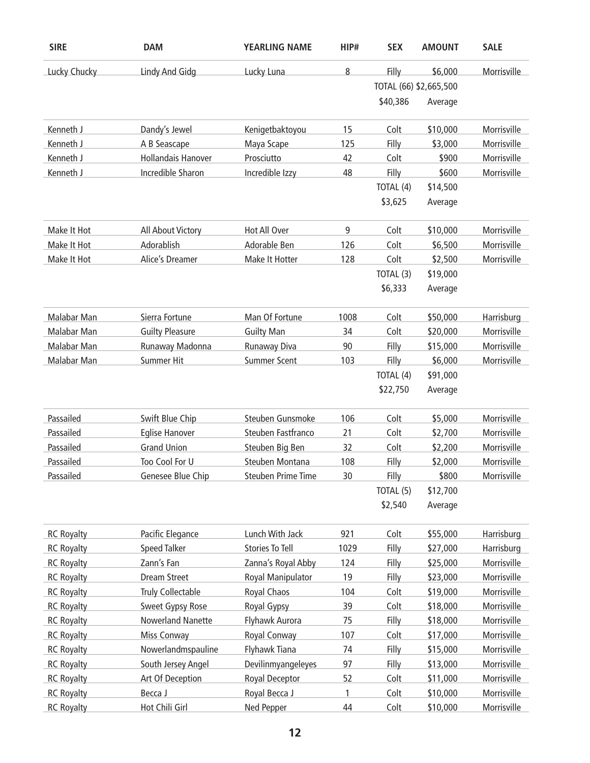| SIRE | DAM | YEARLING NAME | HIP# | SEX | AMOUNT | SALE |
|---|---|---|---|---|---|---|
| Lucky Chucky | Lindy And Gidg | Lucky Luna | 8 | Filly | $6,000 | Morrisville |
| | | | | TOTAL (66) $2,665,500 | | |
| | | | | $40,386 | Average | |
| Kenneth J | Dandy's Jewel | Kenigetbaktoyou | 15 | Colt | $10,000 | Morrisville |
| Kenneth J | A B Seascape | Maya Scape | 125 | Filly | $3,000 | Morrisville |
| Kenneth J | Hollandais Hanover | Prosciutto | 42 | Colt | $900 | Morrisville |
| Kenneth J | Incredible Sharon | Incredible Izzy | 48 | Filly | $600 | Morrisville |
| | | | | TOTAL (4) | $14,500 | |
| | | | | $3,625 | Average | |
| Make It Hot | All About Victory | Hot All Over | 9 | Colt | $10,000 | Morrisville |
| Make It Hot | Adorablish | Adorable Ben | 126 | Colt | $6,500 | Morrisville |
| Make It Hot | Alice's Dreamer | Make It Hotter | 128 | Colt | $2,500 | Morrisville |
| | | | | TOTAL (3) | $19,000 | |
| | | | | $6,333 | Average | |
| Malabar Man | Sierra Fortune | Man Of Fortune | 1008 | Colt | $50,000 | Harrisburg |
| Malabar Man | Guilty Pleasure | Guilty Man | 34 | Colt | $20,000 | Morrisville |
| Malabar Man | Runaway Madonna | Runaway Diva | 90 | Filly | $15,000 | Morrisville |
| Malabar Man | Summer Hit | Summer Scent | 103 | Filly | $6,000 | Morrisville |
| | | | | TOTAL (4) | $91,000 | |
| | | | | $22,750 | Average | |
| Passailed | Swift Blue Chip | Steuben Gunsmoke | 106 | Colt | $5,000 | Morrisville |
| Passailed | Eglise Hanover | Steuben Fastfranco | 21 | Colt | $2,700 | Morrisville |
| Passailed | Grand Union | Steuben Big Ben | 32 | Colt | $2,200 | Morrisville |
| Passailed | Too Cool For U | Steuben Montana | 108 | Filly | $2,000 | Morrisville |
| Passailed | Genesee Blue Chip | Steuben Prime Time | 30 | Filly | $800 | Morrisville |
| | | | | TOTAL (5) | $12,700 | |
| | | | | $2,540 | Average | |
| RC Royalty | Pacific Elegance | Lunch With Jack | 921 | Colt | $55,000 | Harrisburg |
| RC Royalty | Speed Talker | Stories To Tell | 1029 | Filly | $27,000 | Harrisburg |
| RC Royalty | Zann's Fan | Zanna's Royal Abby | 124 | Filly | $25,000 | Morrisville |
| RC Royalty | Dream Street | Royal Manipulator | 19 | Filly | $23,000 | Morrisville |
| RC Royalty | Truly Collectable | Royal Chaos | 104 | Colt | $19,000 | Morrisville |
| RC Royalty | Sweet Gypsy Rose | Royal Gypsy | 39 | Colt | $18,000 | Morrisville |
| RC Royalty | Nowerland Nanette | Flyhawk Aurora | 75 | Filly | $18,000 | Morrisville |
| RC Royalty | Miss Conway | Royal Conway | 107 | Colt | $17,000 | Morrisville |
| RC Royalty | Nowerlandmspauline | Flyhawk Tiana | 74 | Filly | $15,000 | Morrisville |
| RC Royalty | South Jersey Angel | Devilinmyangeleyes | 97 | Filly | $13,000 | Morrisville |
| RC Royalty | Art Of Deception | Royal Deceptor | 52 | Colt | $11,000 | Morrisville |
| RC Royalty | Becca J | Royal Becca J | 1 | Colt | $10,000 | Morrisville |
| RC Royalty | Hot Chili Girl | Ned Pepper | 44 | Colt | $10,000 | Morrisville |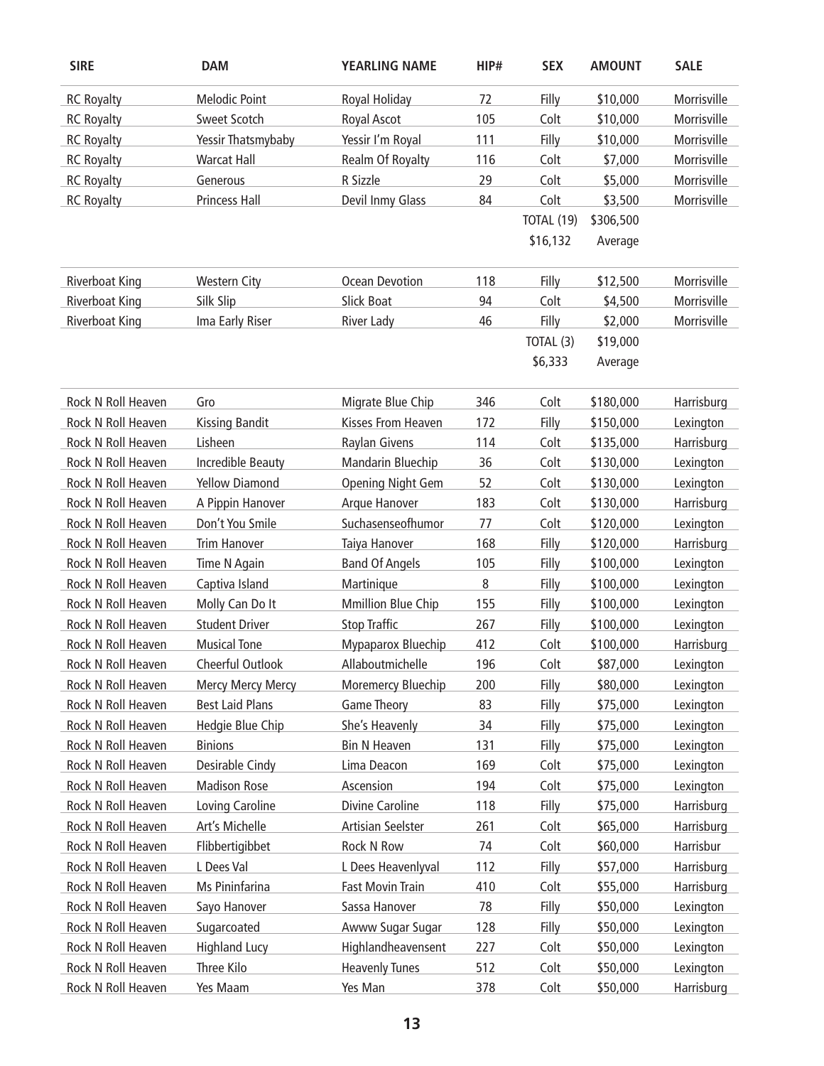| SIRE | DAM | YEARLING NAME | HIP# | SEX | AMOUNT | SALE |
|---|---|---|---|---|---|---|
| RC Royalty | Melodic Point | Royal Holiday | 72 | Filly | $10,000 | Morrisville |
| RC Royalty | Sweet Scotch | Royal Ascot | 105 | Colt | $10,000 | Morrisville |
| RC Royalty | Yessir Thatsmybaby | Yessir I'm Royal | 111 | Filly | $10,000 | Morrisville |
| RC Royalty | Warcat Hall | Realm Of Royalty | 116 | Colt | $7,000 | Morrisville |
| RC Royalty | Generous | R Sizzle | 29 | Colt | $5,000 | Morrisville |
| RC Royalty | Princess Hall | Devil Inmy Glass | 84 | Colt | $3,500 | Morrisville |
| | | | | TOTAL (19) | $306,500 | |
| | | | | $16,132 | Average | |
| Riverboat King | Western City | Ocean Devotion | 118 | Filly | $12,500 | Morrisville |
| Riverboat King | Silk Slip | Slick Boat | 94 | Colt | $4,500 | Morrisville |
| Riverboat King | Ima Early Riser | River Lady | 46 | Filly | $2,000 | Morrisville |
| | | | | TOTAL (3) | $19,000 | |
| | | | | $6,333 | Average | |
| Rock N Roll Heaven | Gro | Migrate Blue Chip | 346 | Colt | $180,000 | Harrisburg |
| Rock N Roll Heaven | Kissing Bandit | Kisses From Heaven | 172 | Filly | $150,000 | Lexington |
| Rock N Roll Heaven | Lisheen | Raylan Givens | 114 | Colt | $135,000 | Harrisburg |
| Rock N Roll Heaven | Incredible Beauty | Mandarin Bluechip | 36 | Colt | $130,000 | Lexington |
| Rock N Roll Heaven | Yellow Diamond | Opening Night Gem | 52 | Colt | $130,000 | Lexington |
| Rock N Roll Heaven | A Pippin Hanover | Arque Hanover | 183 | Colt | $130,000 | Harrisburg |
| Rock N Roll Heaven | Don't You Smile | Suchasenseofhumor | 77 | Colt | $120,000 | Lexington |
| Rock N Roll Heaven | Trim Hanover | Taiya Hanover | 168 | Filly | $120,000 | Harrisburg |
| Rock N Roll Heaven | Time N Again | Band Of Angels | 105 | Filly | $100,000 | Lexington |
| Rock N Roll Heaven | Captiva Island | Martinique | 8 | Filly | $100,000 | Lexington |
| Rock N Roll Heaven | Molly Can Do It | Mmillion Blue Chip | 155 | Filly | $100,000 | Lexington |
| Rock N Roll Heaven | Student Driver | Stop Traffic | 267 | Filly | $100,000 | Lexington |
| Rock N Roll Heaven | Musical Tone | Mypaparox Bluechip | 412 | Colt | $100,000 | Harrisburg |
| Rock N Roll Heaven | Cheerful Outlook | Allaboutmichelle | 196 | Colt | $87,000 | Lexington |
| Rock N Roll Heaven | Mercy Mercy Mercy | Moremercy Bluechip | 200 | Filly | $80,000 | Lexington |
| Rock N Roll Heaven | Best Laid Plans | Game Theory | 83 | Filly | $75,000 | Lexington |
| Rock N Roll Heaven | Hedgie Blue Chip | She's Heavenly | 34 | Filly | $75,000 | Lexington |
| Rock N Roll Heaven | Binions | Bin N Heaven | 131 | Filly | $75,000 | Lexington |
| Rock N Roll Heaven | Desirable Cindy | Lima Deacon | 169 | Colt | $75,000 | Lexington |
| Rock N Roll Heaven | Madison Rose | Ascension | 194 | Colt | $75,000 | Lexington |
| Rock N Roll Heaven | Loving Caroline | Divine Caroline | 118 | Filly | $75,000 | Harrisburg |
| Rock N Roll Heaven | Art's Michelle | Artisian Seelster | 261 | Colt | $65,000 | Harrisburg |
| Rock N Roll Heaven | Flibbertigibbet | Rock N Row | 74 | Colt | $60,000 | Harrisbur |
| Rock N Roll Heaven | L Dees Val | L Dees Heavenlyval | 112 | Filly | $57,000 | Harrisburg |
| Rock N Roll Heaven | Ms Pininfarina | Fast Movin Train | 410 | Colt | $55,000 | Harrisburg |
| Rock N Roll Heaven | Sayo Hanover | Sassa Hanover | 78 | Filly | $50,000 | Lexington |
| Rock N Roll Heaven | Sugarcoated | Awww Sugar Sugar | 128 | Filly | $50,000 | Lexington |
| Rock N Roll Heaven | Highland Lucy | Highlandheavensent | 227 | Colt | $50,000 | Lexington |
| Rock N Roll Heaven | Three Kilo | Heavenly Tunes | 512 | Colt | $50,000 | Lexington |
| Rock N Roll Heaven | Yes Maam | Yes Man | 378 | Colt | $50,000 | Harrisburg |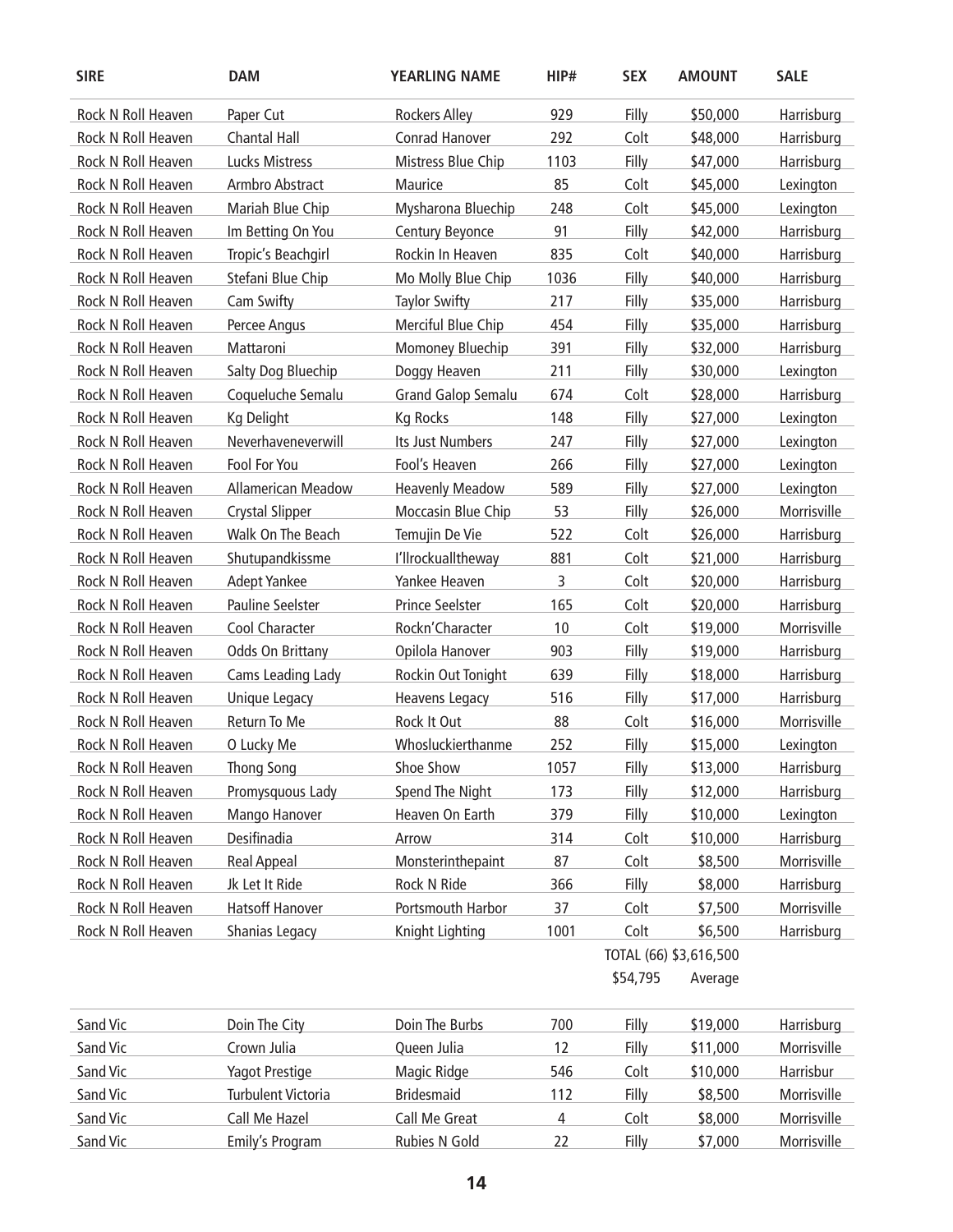| SIRE | DAM | YEARLING NAME | HIP# | SEX | AMOUNT | SALE |
|---|---|---|---|---|---|---|
| Rock N Roll Heaven | Paper Cut | Rockers Alley | 929 | Filly | $50,000 | Harrisburg |
| Rock N Roll Heaven | Chantal Hall | Conrad Hanover | 292 | Colt | $48,000 | Harrisburg |
| Rock N Roll Heaven | Lucks Mistress | Mistress Blue Chip | 1103 | Filly | $47,000 | Harrisburg |
| Rock N Roll Heaven | Armbro Abstract | Maurice | 85 | Colt | $45,000 | Lexington |
| Rock N Roll Heaven | Mariah Blue Chip | Mysharona Bluechip | 248 | Colt | $45,000 | Lexington |
| Rock N Roll Heaven | Im Betting On You | Century Beyonce | 91 | Filly | $42,000 | Harrisburg |
| Rock N Roll Heaven | Tropic's Beachgirl | Rockin In Heaven | 835 | Colt | $40,000 | Harrisburg |
| Rock N Roll Heaven | Stefani Blue Chip | Mo Molly Blue Chip | 1036 | Filly | $40,000 | Harrisburg |
| Rock N Roll Heaven | Cam Swifty | Taylor Swifty | 217 | Filly | $35,000 | Harrisburg |
| Rock N Roll Heaven | Percee Angus | Merciful Blue Chip | 454 | Filly | $35,000 | Harrisburg |
| Rock N Roll Heaven | Mattaroni | Momoney Bluechip | 391 | Filly | $32,000 | Harrisburg |
| Rock N Roll Heaven | Salty Dog Bluechip | Doggy Heaven | 211 | Filly | $30,000 | Lexington |
| Rock N Roll Heaven | Coqueluche Semalu | Grand Galop Semalu | 674 | Colt | $28,000 | Harrisburg |
| Rock N Roll Heaven | Kg Delight | Kg Rocks | 148 | Filly | $27,000 | Lexington |
| Rock N Roll Heaven | Neverhaveneverwill | Its Just Numbers | 247 | Filly | $27,000 | Lexington |
| Rock N Roll Heaven | Fool For You | Fool's Heaven | 266 | Filly | $27,000 | Lexington |
| Rock N Roll Heaven | Allamerican Meadow | Heavenly Meadow | 589 | Filly | $27,000 | Lexington |
| Rock N Roll Heaven | Crystal Slipper | Moccasin Blue Chip | 53 | Filly | $26,000 | Morrisville |
| Rock N Roll Heaven | Walk On The Beach | Temujin De Vie | 522 | Colt | $26,000 | Harrisburg |
| Rock N Roll Heaven | Shutupandkissme | I'llrockualltheway | 881 | Colt | $21,000 | Harrisburg |
| Rock N Roll Heaven | Adept Yankee | Yankee Heaven | 3 | Colt | $20,000 | Harrisburg |
| Rock N Roll Heaven | Pauline Seelster | Prince Seelster | 165 | Colt | $20,000 | Harrisburg |
| Rock N Roll Heaven | Cool Character | Rockn'Character | 10 | Colt | $19,000 | Morrisville |
| Rock N Roll Heaven | Odds On Brittany | Opilola Hanover | 903 | Filly | $19,000 | Harrisburg |
| Rock N Roll Heaven | Cams Leading Lady | Rockin Out Tonight | 639 | Filly | $18,000 | Harrisburg |
| Rock N Roll Heaven | Unique Legacy | Heavens Legacy | 516 | Filly | $17,000 | Harrisburg |
| Rock N Roll Heaven | Return To Me | Rock It Out | 88 | Colt | $16,000 | Morrisville |
| Rock N Roll Heaven | O Lucky Me | Whosluckierthanme | 252 | Filly | $15,000 | Lexington |
| Rock N Roll Heaven | Thong Song | Shoe Show | 1057 | Filly | $13,000 | Harrisburg |
| Rock N Roll Heaven | Promysquous Lady | Spend The Night | 173 | Filly | $12,000 | Harrisburg |
| Rock N Roll Heaven | Mango Hanover | Heaven On Earth | 379 | Filly | $10,000 | Lexington |
| Rock N Roll Heaven | Desifinadia | Arrow | 314 | Colt | $10,000 | Harrisburg |
| Rock N Roll Heaven | Real Appeal | Monsterinthepaint | 87 | Colt | $8,500 | Morrisville |
| Rock N Roll Heaven | Jk Let It Ride | Rock N Ride | 366 | Filly | $8,000 | Harrisburg |
| Rock N Roll Heaven | Hatsoff Hanover | Portsmouth Harbor | 37 | Colt | $7,500 | Morrisville |
| Rock N Roll Heaven | Shanias Legacy | Knight Lighting | 1001 | Colt | $6,500 | Harrisburg |
| | | | | TOTAL (66) | $3,616,500 | |
| | | | | $54,795 | Average | |

| SIRE | DAM | YEARLING NAME | HIP# | SEX | AMOUNT | SALE |
|---|---|---|---|---|---|---|
| Sand Vic | Doin The City | Doin The Burbs | 700 | Filly | $19,000 | Harrisburg |
| Sand Vic | Crown Julia | Queen Julia | 12 | Filly | $11,000 | Morrisville |
| Sand Vic | Yagot Prestige | Magic Ridge | 546 | Colt | $10,000 | Harrisbur |
| Sand Vic | Turbulent Victoria | Bridesmaid | 112 | Filly | $8,500 | Morrisville |
| Sand Vic | Call Me Hazel | Call Me Great | 4 | Colt | $8,000 | Morrisville |
| Sand Vic | Emily's Program | Rubies N Gold | 22 | Filly | $7,000 | Morrisville |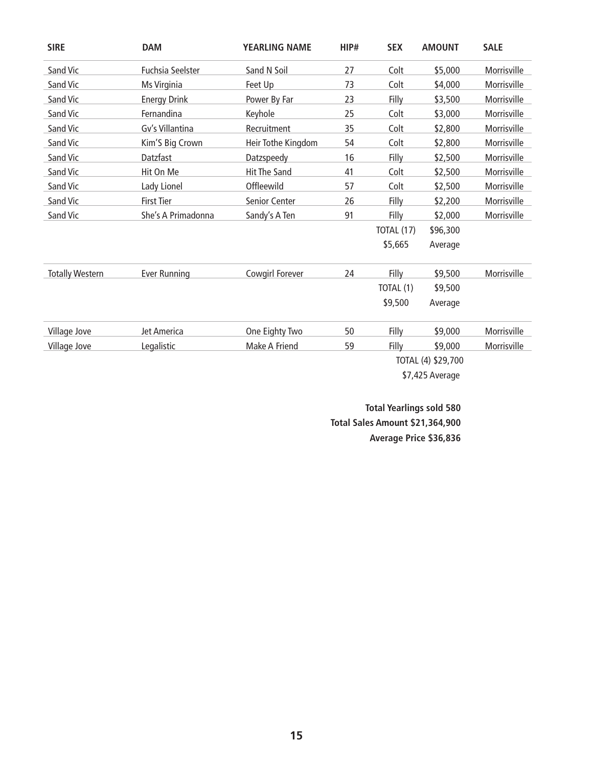| SIRE | DAM | YEARLING NAME | HIP# | SEX | AMOUNT | SALE |
|---|---|---|---|---|---|---|
| Sand Vic | Fuchsia Seelster | Sand N Soil | 27 | Colt | $5,000 | Morrisville |
| Sand Vic | Ms Virginia | Feet Up | 73 | Colt | $4,000 | Morrisville |
| Sand Vic | Energy Drink | Power By Far | 23 | Filly | $3,500 | Morrisville |
| Sand Vic | Fernandina | Keyhole | 25 | Colt | $3,000 | Morrisville |
| Sand Vic | Gv's Villantina | Recruitment | 35 | Colt | $2,800 | Morrisville |
| Sand Vic | Kim'S Big Crown | Heir Tothe Kingdom | 54 | Colt | $2,800 | Morrisville |
| Sand Vic | Datzfast | Datzspeedy | 16 | Filly | $2,500 | Morrisville |
| Sand Vic | Hit On Me | Hit The Sand | 41 | Colt | $2,500 | Morrisville |
| Sand Vic | Lady Lionel | Offleewild | 57 | Colt | $2,500 | Morrisville |
| Sand Vic | First Tier | Senior Center | 26 | Filly | $2,200 | Morrisville |
| Sand Vic | She's A Primadonna | Sandy's A Ten | 91 | Filly | $2,000 | Morrisville |
| | | | | TOTAL (17) | $96,300 | |
| | | | | $5,665 | Average | |
| Totally Western | Ever Running | Cowgirl Forever | 24 | Filly | $9,500 | Morrisville |
| | | | | TOTAL (1) | $9,500 | |
| | | | | $9,500 | Average | |
| Village Jove | Jet America | One Eighty Two | 50 | Filly | $9,000 | Morrisville |
| Village Jove | Legalistic | Make A Friend | 59 | Filly | $9,000 | Morrisville |
| | | | | TOTAL (4) | $29,700 | |
| | | | | $7,425 | Average | |

**Total Yearlings sold 580**

**Total Sales Amount $21,364,900**

**Average Price $36,836**